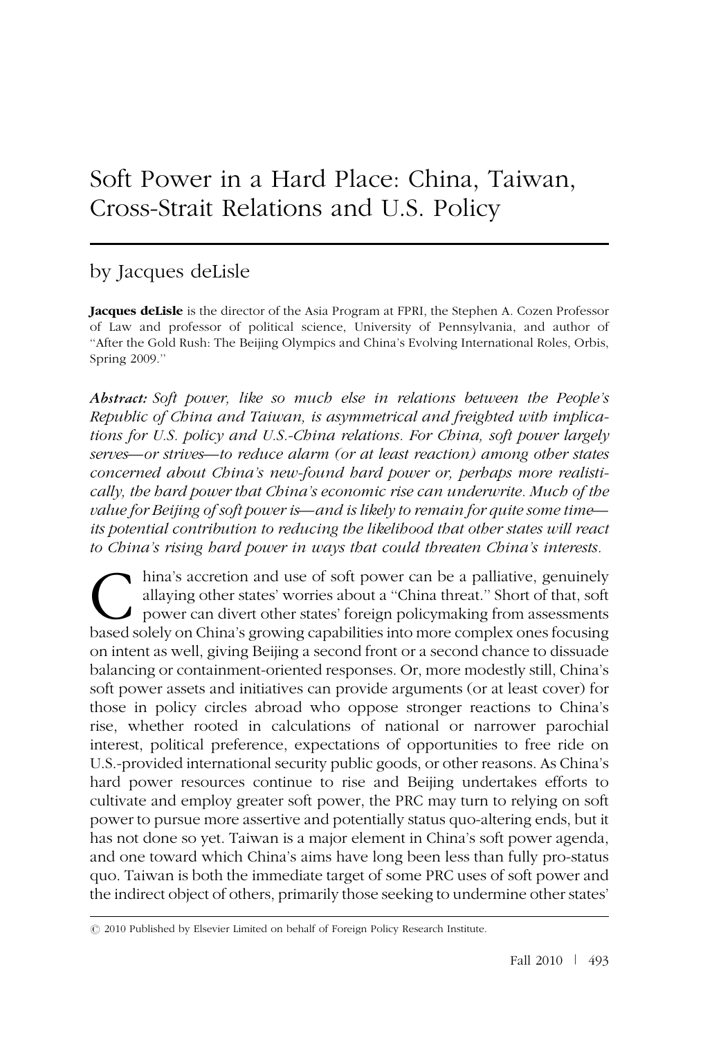# Soft Power in a Hard Place: China, Taiwan, Cross-Strait Relations and U.S. Policy

by Jacques deLisle

**Jacques deLisle** is the director of the Asia Program at FPRI, the Stephen A. Cozen Professor of Law and professor of political science, University of Pennsylvania, and author of "After the Gold Rush: The Beijing Olympics and China's Evolving International Roles, Orbis, Spring 2009."

***Abstract:*** *Soft power, like so much else in relations between the People's Republic of China and Taiwan, is asymmetrical and freighted with implications for U.S. policy and U.S.-China relations. For China, soft power largely serves—or strives—to reduce alarm (or at least reaction) among other states concerned about China's new-found hard power or, perhaps more realistically, the hard power that China's economic rise can underwrite. Much of the value for Beijing of soft power is—and is likely to remain for quite some time—its potential contribution to reducing the likelihood that other states will react to China's rising hard power in ways that could threaten China's interests.*

China's accretion and use of soft power can be a palliative, genuinely allaying other states' worries about a "China threat." Short of that, soft power can divert other states' foreign policymaking from assessments based solely on China's growing capabilities into more complex ones focusing on intent as well, giving Beijing a second front or a second chance to dissuade balancing or containment-oriented responses. Or, more modestly still, China's soft power assets and initiatives can provide arguments (or at least cover) for those in policy circles abroad who oppose stronger reactions to China's rise, whether rooted in calculations of national or narrower parochial interest, political preference, expectations of opportunities to free ride on U.S.-provided international security public goods, or other reasons. As China's hard power resources continue to rise and Beijing undertakes efforts to cultivate and employ greater soft power, the PRC may turn to relying on soft power to pursue more assertive and potentially status quo-altering ends, but it has not done so yet. Taiwan is a major element in China's soft power agenda, and one toward which China's aims have long been less than fully pro-status quo. Taiwan is both the immediate target of some PRC uses of soft power and the indirect object of others, primarily those seeking to undermine other states'

© 2010 Published by Elsevier Limited on behalf of Foreign Policy Research Institute.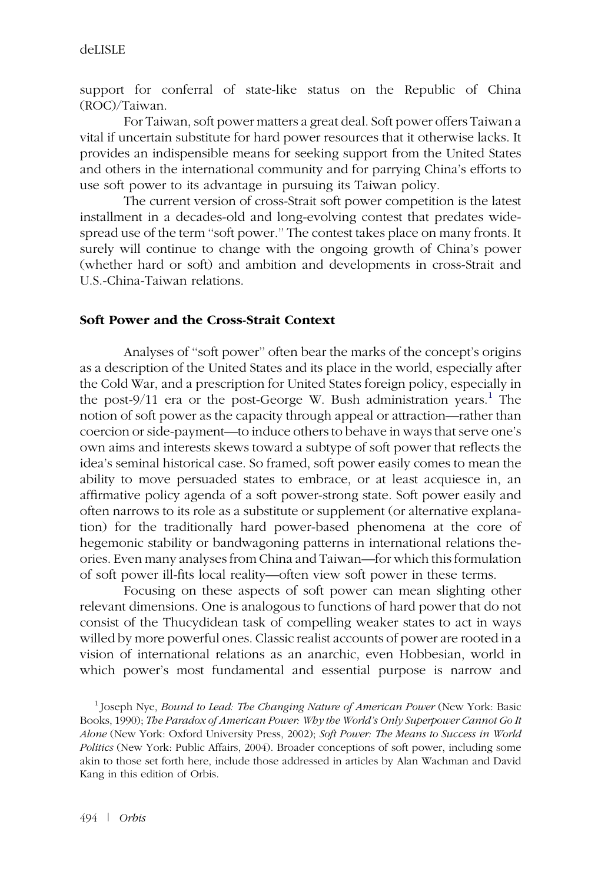support for conferral of state-like status on the Republic of China (ROC)/Taiwan.

For Taiwan, soft power matters a great deal. Soft power offers Taiwan a vital if uncertain substitute for hard power resources that it otherwise lacks. It provides an indispensible means for seeking support from the United States and others in the international community and for parrying China's efforts to use soft power to its advantage in pursuing its Taiwan policy.

The current version of cross-Strait soft power competition is the latest installment in a decades-old and long-evolving contest that predates widespread use of the term "soft power." The contest takes place on many fronts. It surely will continue to change with the ongoing growth of China's power (whether hard or soft) and ambition and developments in cross-Strait and U.S.-China-Taiwan relations.

## Soft Power and the Cross-Strait Context

Analyses of "soft power" often bear the marks of the concept's origins as a description of the United States and its place in the world, especially after the Cold War, and a prescription for United States foreign policy, especially in the post-9/11 era or the post-George W. Bush administration years.[1] The notion of soft power as the capacity through appeal or attraction—rather than coercion or side-payment—to induce others to behave in ways that serve one's own aims and interests skews toward a subtype of soft power that reflects the idea's seminal historical case. So framed, soft power easily comes to mean the ability to move persuaded states to embrace, or at least acquiesce in, an affirmative policy agenda of a soft power-strong state. Soft power easily and often narrows to its role as a substitute or supplement (or alternative explanation) for the traditionally hard power-based phenomena at the core of hegemonic stability or bandwagoning patterns in international relations theories. Even many analyses from China and Taiwan—for which this formulation of soft power ill-fits local reality—often view soft power in these terms.

Focusing on these aspects of soft power can mean slighting other relevant dimensions. One is analogous to functions of hard power that do not consist of the Thucydidean task of compelling weaker states to act in ways willed by more powerful ones. Classic realist accounts of power are rooted in a vision of international relations as an anarchic, even Hobbesian, world in which power's most fundamental and essential purpose is narrow and

[1] Joseph Nye, *Bound to Lead: The Changing Nature of American Power* (New York: Basic Books, 1990); *The Paradox of American Power: Why the World's Only Superpower Cannot Go It Alone* (New York: Oxford University Press, 2002); *Soft Power: The Means to Success in World Politics* (New York: Public Affairs, 2004). Broader conceptions of soft power, including some akin to those set forth here, include those addressed in articles by Alan Wachman and David Kang in this edition of Orbis.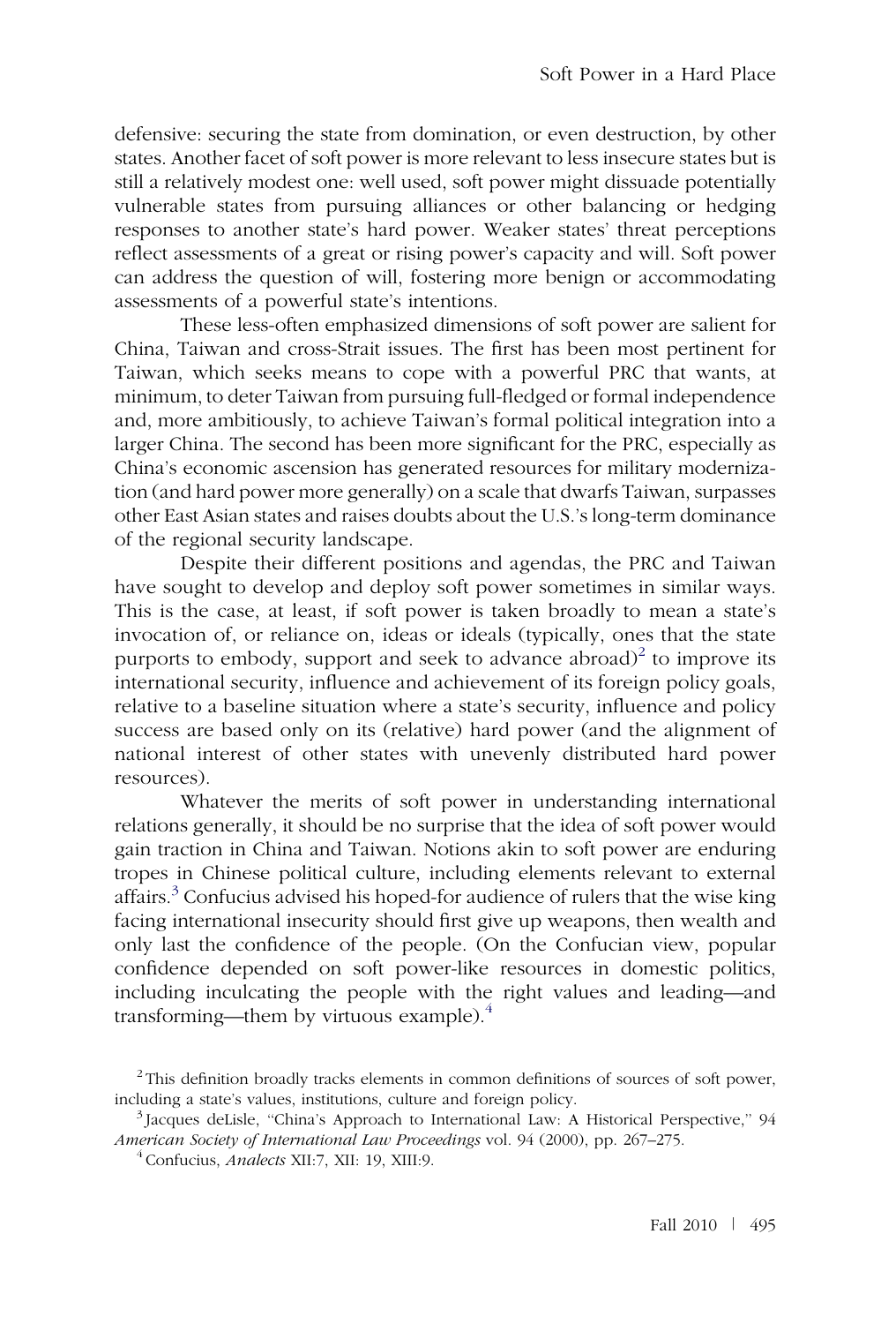defensive: securing the state from domination, or even destruction, by other states. Another facet of soft power is more relevant to less insecure states but is still a relatively modest one: well used, soft power might dissuade potentially vulnerable states from pursuing alliances or other balancing or hedging responses to another state's hard power. Weaker states' threat perceptions reflect assessments of a great or rising power's capacity and will. Soft power can address the question of will, fostering more benign or accommodating assessments of a powerful state's intentions.

These less-often emphasized dimensions of soft power are salient for China, Taiwan and cross-Strait issues. The first has been most pertinent for Taiwan, which seeks means to cope with a powerful PRC that wants, at minimum, to deter Taiwan from pursuing full-fledged or formal independence and, more ambitiously, to achieve Taiwan's formal political integration into a larger China. The second has been more significant for the PRC, especially as China's economic ascension has generated resources for military modernization (and hard power more generally) on a scale that dwarfs Taiwan, surpasses other East Asian states and raises doubts about the U.S.'s long-term dominance of the regional security landscape.

Despite their different positions and agendas, the PRC and Taiwan have sought to develop and deploy soft power sometimes in similar ways. This is the case, at least, if soft power is taken broadly to mean a state's invocation of, or reliance on, ideas or ideals (typically, ones that the state purports to embody, support and seek to advance abroad)[2] to improve its international security, influence and achievement of its foreign policy goals, relative to a baseline situation where a state's security, influence and policy success are based only on its (relative) hard power (and the alignment of national interest of other states with unevenly distributed hard power resources).

Whatever the merits of soft power in understanding international relations generally, it should be no surprise that the idea of soft power would gain traction in China and Taiwan. Notions akin to soft power are enduring tropes in Chinese political culture, including elements relevant to external affairs.[3] Confucius advised his hoped-for audience of rulers that the wise king facing international insecurity should first give up weapons, then wealth and only last the confidence of the people. (On the Confucian view, popular confidence depended on soft power-like resources in domestic politics, including inculcating the people with the right values and leading—and transforming—them by virtuous example).[4]

[2] This definition broadly tracks elements in common definitions of sources of soft power, including a state's values, institutions, culture and foreign policy.

[3] Jacques deLisle, "China's Approach to International Law: A Historical Perspective," 94 *American Society of International Law Proceedings* vol. 94 (2000), pp. 267–275.

[4] Confucius, *Analects* XII:7, XII: 19, XIII:9.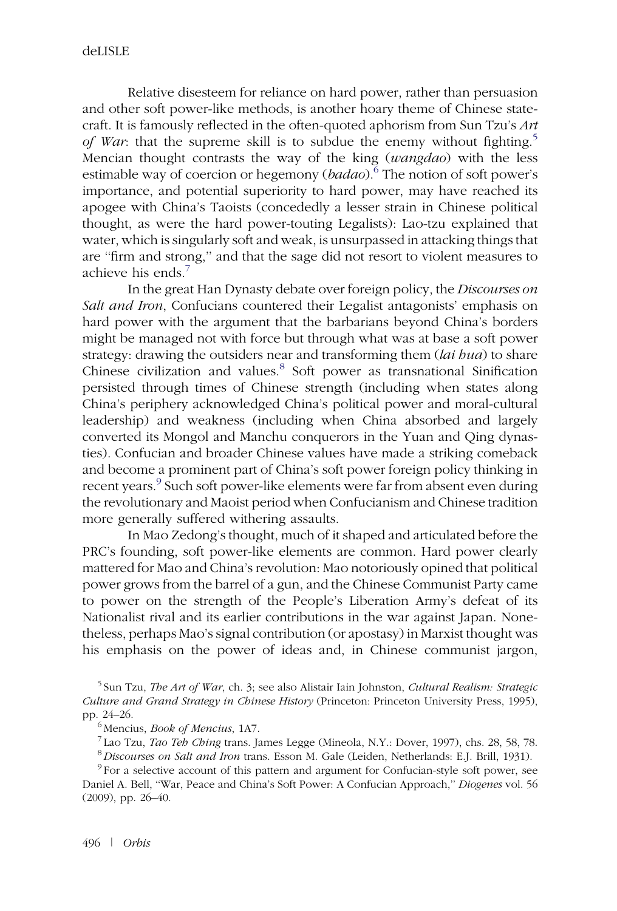Relative disesteem for reliance on hard power, rather than persuasion and other soft power-like methods, is another hoary theme of Chinese statecraft. It is famously reflected in the often-quoted aphorism from Sun Tzu's *Art of War*: that the supreme skill is to subdue the enemy without fighting.[5] Mencian thought contrasts the way of the king (*wangdao*) with the less estimable way of coercion or hegemony (*badao*).[6] The notion of soft power's importance, and potential superiority to hard power, may have reached its apogee with China's Taoists (concededly a lesser strain in Chinese political thought, as were the hard power-touting Legalists): Lao-tzu explained that water, which is singularly soft and weak, is unsurpassed in attacking things that are "firm and strong," and that the sage did not resort to violent measures to achieve his ends.[7]

In the great Han Dynasty debate over foreign policy, the *Discourses on Salt and Iron*, Confucians countered their Legalist antagonists' emphasis on hard power with the argument that the barbarians beyond China's borders might be managed not with force but through what was at base a soft power strategy: drawing the outsiders near and transforming them (*lai hua*) to share Chinese civilization and values.[8] Soft power as transnational Sinification persisted through times of Chinese strength (including when states along China's periphery acknowledged China's political power and moral-cultural leadership) and weakness (including when China absorbed and largely converted its Mongol and Manchu conquerors in the Yuan and Qing dynasties). Confucian and broader Chinese values have made a striking comeback and become a prominent part of China's soft power foreign policy thinking in recent years.[9] Such soft power-like elements were far from absent even during the revolutionary and Maoist period when Confucianism and Chinese tradition more generally suffered withering assaults.

In Mao Zedong's thought, much of it shaped and articulated before the PRC's founding, soft power-like elements are common. Hard power clearly mattered for Mao and China's revolution: Mao notoriously opined that political power grows from the barrel of a gun, and the Chinese Communist Party came to power on the strength of the People's Liberation Army's defeat of its Nationalist rival and its earlier contributions in the war against Japan. Nonetheless, perhaps Mao's signal contribution (or apostasy) in Marxist thought was his emphasis on the power of ideas and, in Chinese communist jargon,

---

[5] Sun Tzu, *The Art of War*, ch. 3; see also Alistair Iain Johnston, *Cultural Realism: Strategic Culture and Grand Strategy in Chinese History* (Princeton: Princeton University Press, 1995), pp. 24–26.

[6] Mencius, *Book of Mencius*, 1A7.

[7] Lao Tzu, *Tao Teh Ching* trans. James Legge (Mineola, N.Y.: Dover, 1997), chs. 28, 58, 78.

[8] *Discourses on Salt and Iron* trans. Esson M. Gale (Leiden, Netherlands: E.J. Brill, 1931).

[9] For a selective account of this pattern and argument for Confucian-style soft power, see Daniel A. Bell, "War, Peace and China's Soft Power: A Confucian Approach," *Diogenes* vol. 56 (2009), pp. 26–40.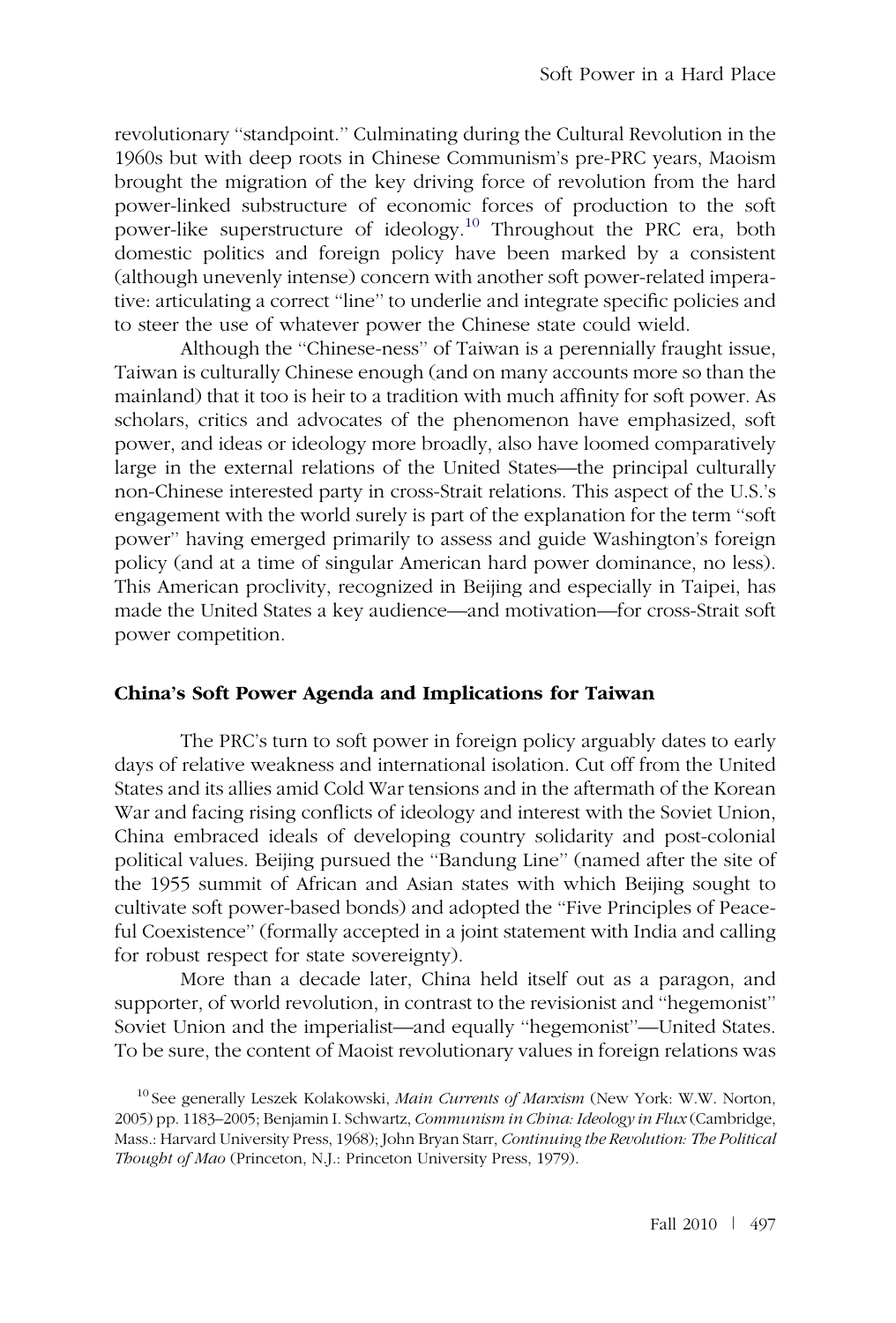revolutionary "standpoint." Culminating during the Cultural Revolution in the 1960s but with deep roots in Chinese Communism's pre-PRC years, Maoism brought the migration of the key driving force of revolution from the hard power-linked substructure of economic forces of production to the soft power-like superstructure of ideology.[10] Throughout the PRC era, both domestic politics and foreign policy have been marked by a consistent (although unevenly intense) concern with another soft power-related imperative: articulating a correct "line" to underlie and integrate specific policies and to steer the use of whatever power the Chinese state could wield.

Although the "Chinese-ness" of Taiwan is a perennially fraught issue, Taiwan is culturally Chinese enough (and on many accounts more so than the mainland) that it too is heir to a tradition with much affinity for soft power. As scholars, critics and advocates of the phenomenon have emphasized, soft power, and ideas or ideology more broadly, also have loomed comparatively large in the external relations of the United States—the principal culturally non-Chinese interested party in cross-Strait relations. This aspect of the U.S.'s engagement with the world surely is part of the explanation for the term "soft power" having emerged primarily to assess and guide Washington's foreign policy (and at a time of singular American hard power dominance, no less). This American proclivity, recognized in Beijing and especially in Taipei, has made the United States a key audience—and motivation—for cross-Strait soft power competition.

## China's Soft Power Agenda and Implications for Taiwan

The PRC's turn to soft power in foreign policy arguably dates to early days of relative weakness and international isolation. Cut off from the United States and its allies amid Cold War tensions and in the aftermath of the Korean War and facing rising conflicts of ideology and interest with the Soviet Union, China embraced ideals of developing country solidarity and post-colonial political values. Beijing pursued the "Bandung Line" (named after the site of the 1955 summit of African and Asian states with which Beijing sought to cultivate soft power-based bonds) and adopted the "Five Principles of Peaceful Coexistence" (formally accepted in a joint statement with India and calling for robust respect for state sovereignty).

More than a decade later, China held itself out as a paragon, and supporter, of world revolution, in contrast to the revisionist and "hegemonist" Soviet Union and the imperialist—and equally "hegemonist"—United States. To be sure, the content of Maoist revolutionary values in foreign relations was

[10] See generally Leszek Kolakowski, *Main Currents of Marxism* (New York: W.W. Norton, 2005) pp. 1183–2005; Benjamin I. Schwartz, *Communism in China: Ideology in Flux* (Cambridge, Mass.: Harvard University Press, 1968); John Bryan Starr, *Continuing the Revolution: The Political Thought of Mao* (Princeton, N.J.: Princeton University Press, 1979).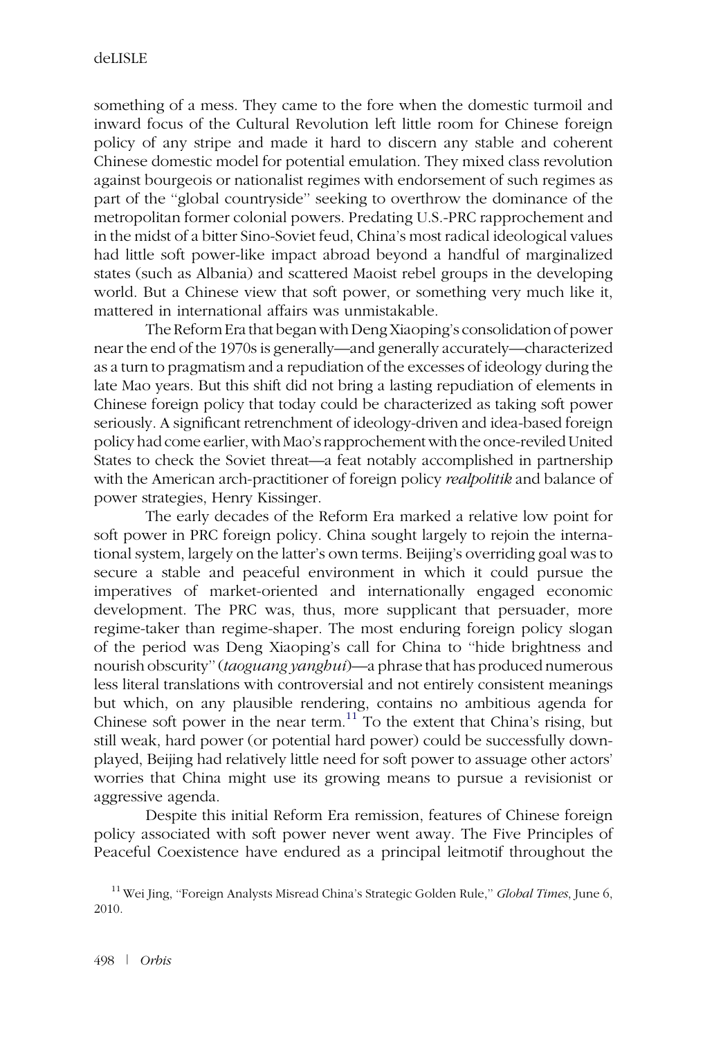something of a mess. They came to the fore when the domestic turmoil and inward focus of the Cultural Revolution left little room for Chinese foreign policy of any stripe and made it hard to discern any stable and coherent Chinese domestic model for potential emulation. They mixed class revolution against bourgeois or nationalist regimes with endorsement of such regimes as part of the "global countryside" seeking to overthrow the dominance of the metropolitan former colonial powers. Predating U.S.-PRC rapprochement and in the midst of a bitter Sino-Soviet feud, China's most radical ideological values had little soft power-like impact abroad beyond a handful of marginalized states (such as Albania) and scattered Maoist rebel groups in the developing world. But a Chinese view that soft power, or something very much like it, mattered in international affairs was unmistakable.

The Reform Era that began with Deng Xiaoping's consolidation of power near the end of the 1970s is generally—and generally accurately—characterized as a turn to pragmatism and a repudiation of the excesses of ideology during the late Mao years. But this shift did not bring a lasting repudiation of elements in Chinese foreign policy that today could be characterized as taking soft power seriously. A significant retrenchment of ideology-driven and idea-based foreign policy had come earlier, with Mao's rapprochement with the once-reviled United States to check the Soviet threat—a feat notably accomplished in partnership with the American arch-practitioner of foreign policy *realpolitik* and balance of power strategies, Henry Kissinger.

The early decades of the Reform Era marked a relative low point for soft power in PRC foreign policy. China sought largely to rejoin the international system, largely on the latter's own terms. Beijing's overriding goal was to secure a stable and peaceful environment in which it could pursue the imperatives of market-oriented and internationally engaged economic development. The PRC was, thus, more supplicant that persuader, more regime-taker than regime-shaper. The most enduring foreign policy slogan of the period was Deng Xiaoping's call for China to "hide brightness and nourish obscurity" (*taoguang yanghui*)—a phrase that has produced numerous less literal translations with controversial and not entirely consistent meanings but which, on any plausible rendering, contains no ambitious agenda for Chinese soft power in the near term.[11] To the extent that China's rising, but still weak, hard power (or potential hard power) could be successfully downplayed, Beijing had relatively little need for soft power to assuage other actors' worries that China might use its growing means to pursue a revisionist or aggressive agenda.

Despite this initial Reform Era remission, features of Chinese foreign policy associated with soft power never went away. The Five Principles of Peaceful Coexistence have endured as a principal leitmotif throughout the

[11] Wei Jing, "Foreign Analysts Misread China's Strategic Golden Rule," *Global Times*, June 6, 2010.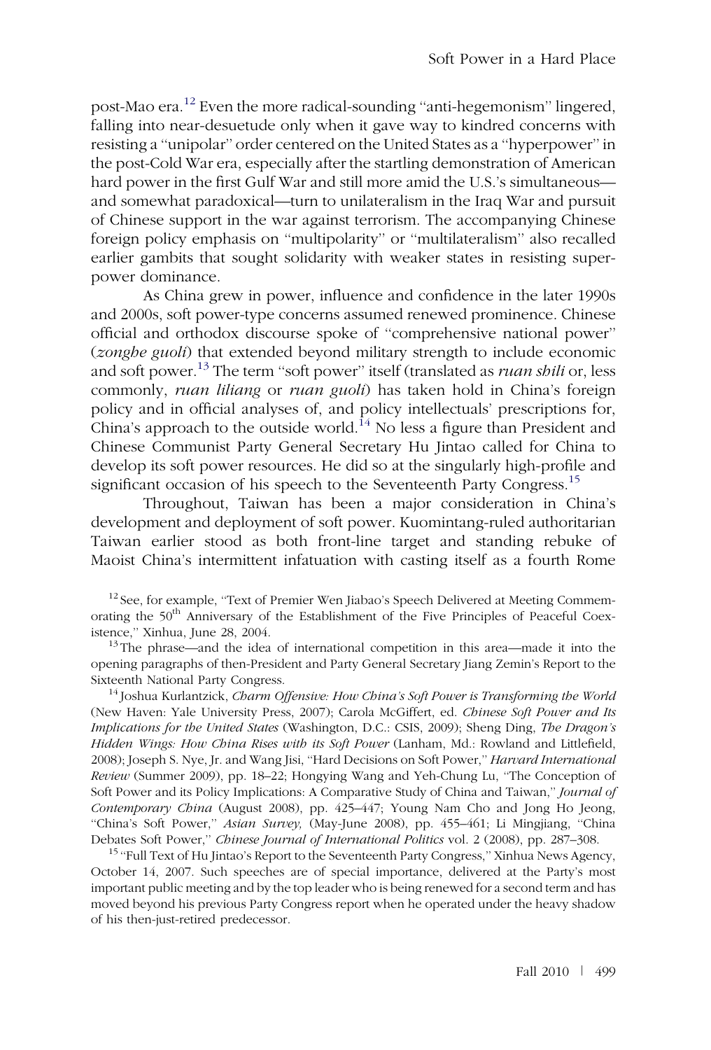post-Mao era.[12] Even the more radical-sounding "anti-hegemonism" lingered, falling into near-desuetude only when it gave way to kindred concerns with resisting a "unipolar" order centered on the United States as a "hyperpower" in the post-Cold War era, especially after the startling demonstration of American hard power in the first Gulf War and still more amid the U.S.'s simultaneous—and somewhat paradoxical—turn to unilateralism in the Iraq War and pursuit of Chinese support in the war against terrorism. The accompanying Chinese foreign policy emphasis on "multipolarity" or "multilateralism" also recalled earlier gambits that sought solidarity with weaker states in resisting superpower dominance.

As China grew in power, influence and confidence in the later 1990s and 2000s, soft power-type concerns assumed renewed prominence. Chinese official and orthodox discourse spoke of "comprehensive national power" (*zonghe guoli*) that extended beyond military strength to include economic and soft power.[13] The term "soft power" itself (translated as *ruan shili* or, less commonly, *ruan liliang* or *ruan guoli*) has taken hold in China's foreign policy and in official analyses of, and policy intellectuals' prescriptions for, China's approach to the outside world.[14] No less a figure than President and Chinese Communist Party General Secretary Hu Jintao called for China to develop its soft power resources. He did so at the singularly high-profile and significant occasion of his speech to the Seventeenth Party Congress.[15]

Throughout, Taiwan has been a major consideration in China's development and deployment of soft power. Kuomintang-ruled authoritarian Taiwan earlier stood as both front-line target and standing rebuke of Maoist China's intermittent infatuation with casting itself as a fourth Rome

[12] See, for example, "Text of Premier Wen Jiabao's Speech Delivered at Meeting Commemorating the 50th Anniversary of the Establishment of the Five Principles of Peaceful Coexistence," Xinhua, June 28, 2004.

[13] The phrase—and the idea of international competition in this area—made it into the opening paragraphs of then-President and Party General Secretary Jiang Zemin's Report to the Sixteenth National Party Congress.

[14] Joshua Kurlantzick, *Charm Offensive: How China's Soft Power is Transforming the World* (New Haven: Yale University Press, 2007); Carola McGiffert, ed. *Chinese Soft Power and Its Implications for the United States* (Washington, D.C.: CSIS, 2009); Sheng Ding, *The Dragon's Hidden Wings: How China Rises with its Soft Power* (Lanham, Md.: Rowland and Littlefield, 2008); Joseph S. Nye, Jr. and Wang Jisi, "Hard Decisions on Soft Power," *Harvard International Review* (Summer 2009), pp. 18–22; Hongying Wang and Yeh-Chung Lu, "The Conception of Soft Power and its Policy Implications: A Comparative Study of China and Taiwan," *Journal of Contemporary China* (August 2008), pp. 425–447; Young Nam Cho and Jong Ho Jeong, "China's Soft Power," *Asian Survey,* (May-June 2008), pp. 455–461; Li Mingjiang, "China Debates Soft Power," *Chinese Journal of International Politics* vol. 2 (2008), pp. 287–308.

[15] "Full Text of Hu Jintao's Report to the Seventeenth Party Congress," Xinhua News Agency, October 14, 2007. Such speeches are of special importance, delivered at the Party's most important public meeting and by the top leader who is being renewed for a second term and has moved beyond his previous Party Congress report when he operated under the heavy shadow of his then-just-retired predecessor.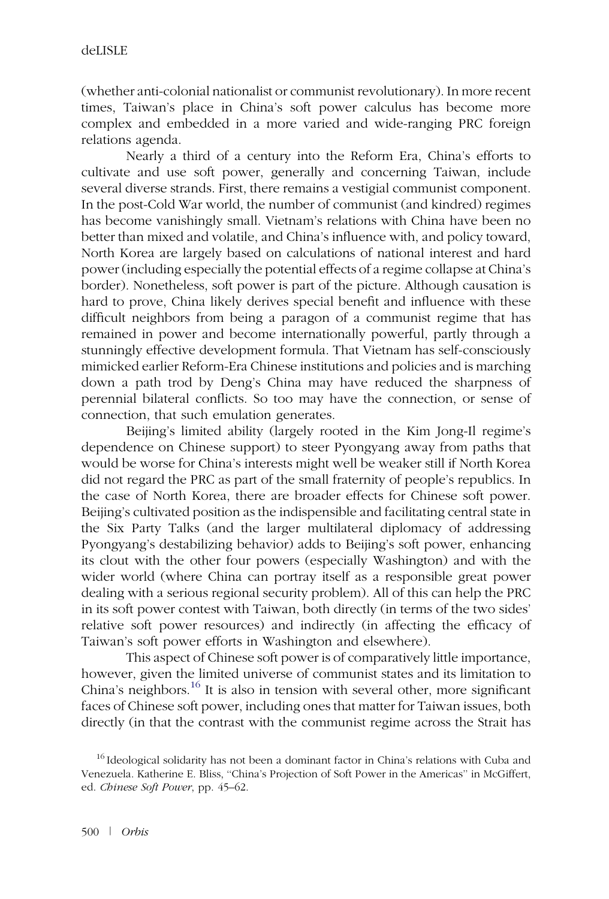(whether anti-colonial nationalist or communist revolutionary). In more recent times, Taiwan's place in China's soft power calculus has become more complex and embedded in a more varied and wide-ranging PRC foreign relations agenda.

Nearly a third of a century into the Reform Era, China's efforts to cultivate and use soft power, generally and concerning Taiwan, include several diverse strands. First, there remains a vestigial communist component. In the post-Cold War world, the number of communist (and kindred) regimes has become vanishingly small. Vietnam's relations with China have been no better than mixed and volatile, and China's influence with, and policy toward, North Korea are largely based on calculations of national interest and hard power (including especially the potential effects of a regime collapse at China's border). Nonetheless, soft power is part of the picture. Although causation is hard to prove, China likely derives special benefit and influence with these difficult neighbors from being a paragon of a communist regime that has remained in power and become internationally powerful, partly through a stunningly effective development formula. That Vietnam has self-consciously mimicked earlier Reform-Era Chinese institutions and policies and is marching down a path trod by Deng's China may have reduced the sharpness of perennial bilateral conflicts. So too may have the connection, or sense of connection, that such emulation generates.

Beijing's limited ability (largely rooted in the Kim Jong-Il regime's dependence on Chinese support) to steer Pyongyang away from paths that would be worse for China's interests might well be weaker still if North Korea did not regard the PRC as part of the small fraternity of people's republics. In the case of North Korea, there are broader effects for Chinese soft power. Beijing's cultivated position as the indispensible and facilitating central state in the Six Party Talks (and the larger multilateral diplomacy of addressing Pyongyang's destabilizing behavior) adds to Beijing's soft power, enhancing its clout with the other four powers (especially Washington) and with the wider world (where China can portray itself as a responsible great power dealing with a serious regional security problem). All of this can help the PRC in its soft power contest with Taiwan, both directly (in terms of the two sides' relative soft power resources) and indirectly (in affecting the efficacy of Taiwan's soft power efforts in Washington and elsewhere).

This aspect of Chinese soft power is of comparatively little importance, however, given the limited universe of communist states and its limitation to China's neighbors.[16] It is also in tension with several other, more significant faces of Chinese soft power, including ones that matter for Taiwan issues, both directly (in that the contrast with the communist regime across the Strait has

[16] Ideological solidarity has not been a dominant factor in China's relations with Cuba and Venezuela. Katherine E. Bliss, "China's Projection of Soft Power in the Americas" in McGiffert, ed. *Chinese Soft Power*, pp. 45–62.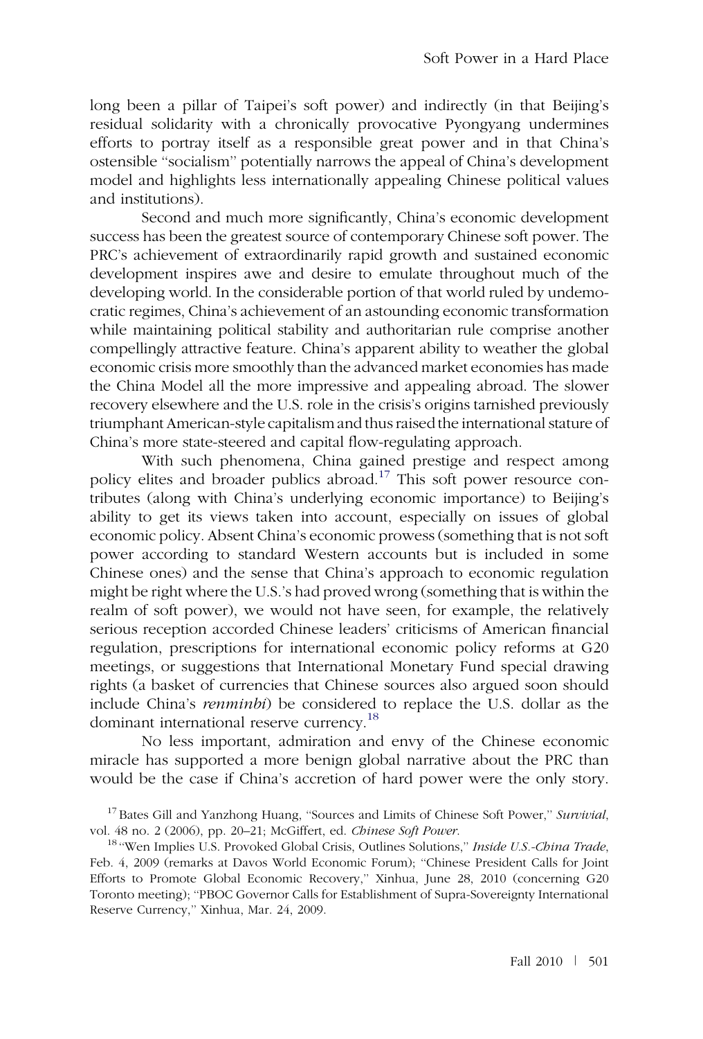long been a pillar of Taipei's soft power) and indirectly (in that Beijing's residual solidarity with a chronically provocative Pyongyang undermines efforts to portray itself as a responsible great power and in that China's ostensible "socialism" potentially narrows the appeal of China's development model and highlights less internationally appealing Chinese political values and institutions).

Second and much more significantly, China's economic development success has been the greatest source of contemporary Chinese soft power. The PRC's achievement of extraordinarily rapid growth and sustained economic development inspires awe and desire to emulate throughout much of the developing world. In the considerable portion of that world ruled by undemocratic regimes, China's achievement of an astounding economic transformation while maintaining political stability and authoritarian rule comprise another compellingly attractive feature. China's apparent ability to weather the global economic crisis more smoothly than the advanced market economies has made the China Model all the more impressive and appealing abroad. The slower recovery elsewhere and the U.S. role in the crisis's origins tarnished previously triumphant American-style capitalism and thus raised the international stature of China's more state-steered and capital flow-regulating approach.

With such phenomena, China gained prestige and respect among policy elites and broader publics abroad.[17] This soft power resource contributes (along with China's underlying economic importance) to Beijing's ability to get its views taken into account, especially on issues of global economic policy. Absent China's economic prowess (something that is not soft power according to standard Western accounts but is included in some Chinese ones) and the sense that China's approach to economic regulation might be right where the U.S.'s had proved wrong (something that is within the realm of soft power), we would not have seen, for example, the relatively serious reception accorded Chinese leaders' criticisms of American financial regulation, prescriptions for international economic policy reforms at G20 meetings, or suggestions that International Monetary Fund special drawing rights (a basket of currencies that Chinese sources also argued soon should include China's *renminbi*) be considered to replace the U.S. dollar as the dominant international reserve currency.[18]

No less important, admiration and envy of the Chinese economic miracle has supported a more benign global narrative about the PRC than would be the case if China's accretion of hard power were the only story.

[17] Bates Gill and Yanzhong Huang, "Sources and Limits of Chinese Soft Power," *Survivial*, vol. 48 no. 2 (2006), pp. 20–21; McGiffert, ed. *Chinese Soft Power*.

[18] "Wen Implies U.S. Provoked Global Crisis, Outlines Solutions," *Inside U.S.-China Trade*, Feb. 4, 2009 (remarks at Davos World Economic Forum); "Chinese President Calls for Joint Efforts to Promote Global Economic Recovery," Xinhua, June 28, 2010 (concerning G20 Toronto meeting); "PBOC Governor Calls for Establishment of Supra-Sovereignty International Reserve Currency," Xinhua, Mar. 24, 2009.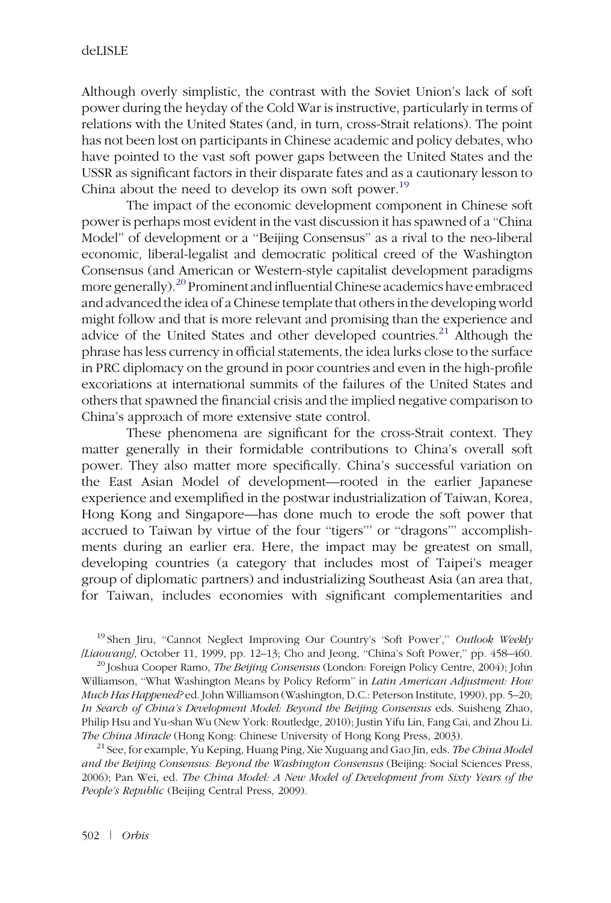Although overly simplistic, the contrast with the Soviet Union's lack of soft power during the heyday of the Cold War is instructive, particularly in terms of relations with the United States (and, in turn, cross-Strait relations). The point has not been lost on participants in Chinese academic and policy debates, who have pointed to the vast soft power gaps between the United States and the USSR as significant factors in their disparate fates and as a cautionary lesson to China about the need to develop its own soft power.[19]

The impact of the economic development component in Chinese soft power is perhaps most evident in the vast discussion it has spawned of a "China Model" of development or a "Beijing Consensus" as a rival to the neo-liberal economic, liberal-legalist and democratic political creed of the Washington Consensus (and American or Western-style capitalist development paradigms more generally).[20] Prominent and influential Chinese academics have embraced and advanced the idea of a Chinese template that others in the developing world might follow and that is more relevant and promising than the experience and advice of the United States and other developed countries.[21] Although the phrase has less currency in official statements, the idea lurks close to the surface in PRC diplomacy on the ground in poor countries and even in the high-profile excoriations at international summits of the failures of the United States and others that spawned the financial crisis and the implied negative comparison to China's approach of more extensive state control.

These phenomena are significant for the cross-Strait context. They matter generally in their formidable contributions to China's overall soft power. They also matter more specifically. China's successful variation on the East Asian Model of development—rooted in the earlier Japanese experience and exemplified in the postwar industrialization of Taiwan, Korea, Hong Kong and Singapore—has done much to erode the soft power that accrued to Taiwan by virtue of the four "tigers'" or "dragons'" accomplishments during an earlier era. Here, the impact may be greatest on small, developing countries (a category that includes most of Taipei's meager group of diplomatic partners) and industrializing Southeast Asia (an area that, for Taiwan, includes economies with significant complementarities and

[19] Shen Jiru, "Cannot Neglect Improving Our Country's 'Soft Power'," *Outlook Weekly [Liaowang]*, October 11, 1999, pp. 12–13; Cho and Jeong, "China's Soft Power," pp. 458–460.

[20] Joshua Cooper Ramo, *The Beijing Consensus* (London: Foreign Policy Centre, 2004); John Williamson, "What Washington Means by Policy Reform" in *Latin American Adjustment: How Much Has Happened?* ed. John Williamson (Washington, D.C.: Peterson Institute, 1990), pp. 5–20; *In Search of China's Development Model: Beyond the Beijing Consensus* eds. Suisheng Zhao, Philip Hsu and Yu-shan Wu (New York: Routledge, 2010); Justin Yifu Lin, Fang Cai, and Zhou Li. *The China Miracle* (Hong Kong: Chinese University of Hong Kong Press, 2003).

[21] See, for example, Yu Keping, Huang Ping, Xie Xuguang and Gao Jin, eds. *The China Model and the Beijing Consensus: Beyond the Washington Consensus* (Beijing: Social Sciences Press, 2006); Pan Wei, ed. *The China Model: A New Model of Development from Sixty Years of the People's Republic* (Beijing Central Press, 2009).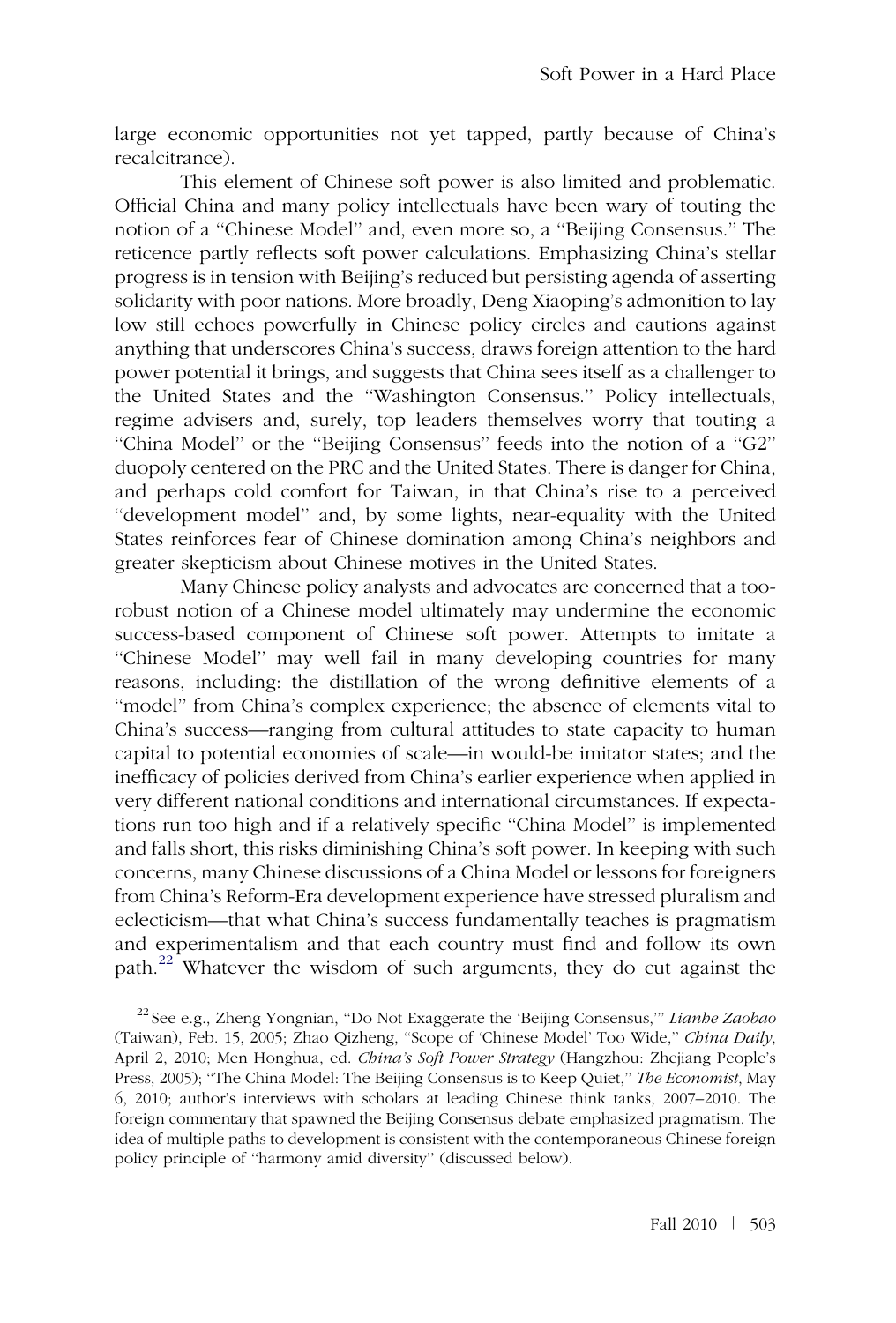large economic opportunities not yet tapped, partly because of China's recalcitrance).

This element of Chinese soft power is also limited and problematic. Official China and many policy intellectuals have been wary of touting the notion of a "Chinese Model" and, even more so, a "Beijing Consensus." The reticence partly reflects soft power calculations. Emphasizing China's stellar progress is in tension with Beijing's reduced but persisting agenda of asserting solidarity with poor nations. More broadly, Deng Xiaoping's admonition to lay low still echoes powerfully in Chinese policy circles and cautions against anything that underscores China's success, draws foreign attention to the hard power potential it brings, and suggests that China sees itself as a challenger to the United States and the "Washington Consensus." Policy intellectuals, regime advisers and, surely, top leaders themselves worry that touting a "China Model" or the "Beijing Consensus" feeds into the notion of a "G2" duopoly centered on the PRC and the United States. There is danger for China, and perhaps cold comfort for Taiwan, in that China's rise to a perceived "development model" and, by some lights, near-equality with the United States reinforces fear of Chinese domination among China's neighbors and greater skepticism about Chinese motives in the United States.

Many Chinese policy analysts and advocates are concerned that a too-robust notion of a Chinese model ultimately may undermine the economic success-based component of Chinese soft power. Attempts to imitate a "Chinese Model" may well fail in many developing countries for many reasons, including: the distillation of the wrong definitive elements of a "model" from China's complex experience; the absence of elements vital to China's success—ranging from cultural attitudes to state capacity to human capital to potential economies of scale—in would-be imitator states; and the inefficacy of policies derived from China's earlier experience when applied in very different national conditions and international circumstances. If expectations run too high and if a relatively specific "China Model" is implemented and falls short, this risks diminishing China's soft power. In keeping with such concerns, many Chinese discussions of a China Model or lessons for foreigners from China's Reform-Era development experience have stressed pluralism and eclecticism—that what China's success fundamentally teaches is pragmatism and experimentalism and that each country must find and follow its own path.[22] Whatever the wisdom of such arguments, they do cut against the

[22] See e.g., Zheng Yongnian, "Do Not Exaggerate the 'Beijing Consensus,'" *Lianhe Zaobao* (Taiwan), Feb. 15, 2005; Zhao Qizheng, "Scope of 'Chinese Model' Too Wide," *China Daily*, April 2, 2010; Men Honghua, ed. *China's Soft Power Strategy* (Hangzhou: Zhejiang People's Press, 2005); "The China Model: The Beijing Consensus is to Keep Quiet," *The Economist*, May 6, 2010; author's interviews with scholars at leading Chinese think tanks, 2007–2010. The foreign commentary that spawned the Beijing Consensus debate emphasized pragmatism. The idea of multiple paths to development is consistent with the contemporaneous Chinese foreign policy principle of "harmony amid diversity" (discussed below).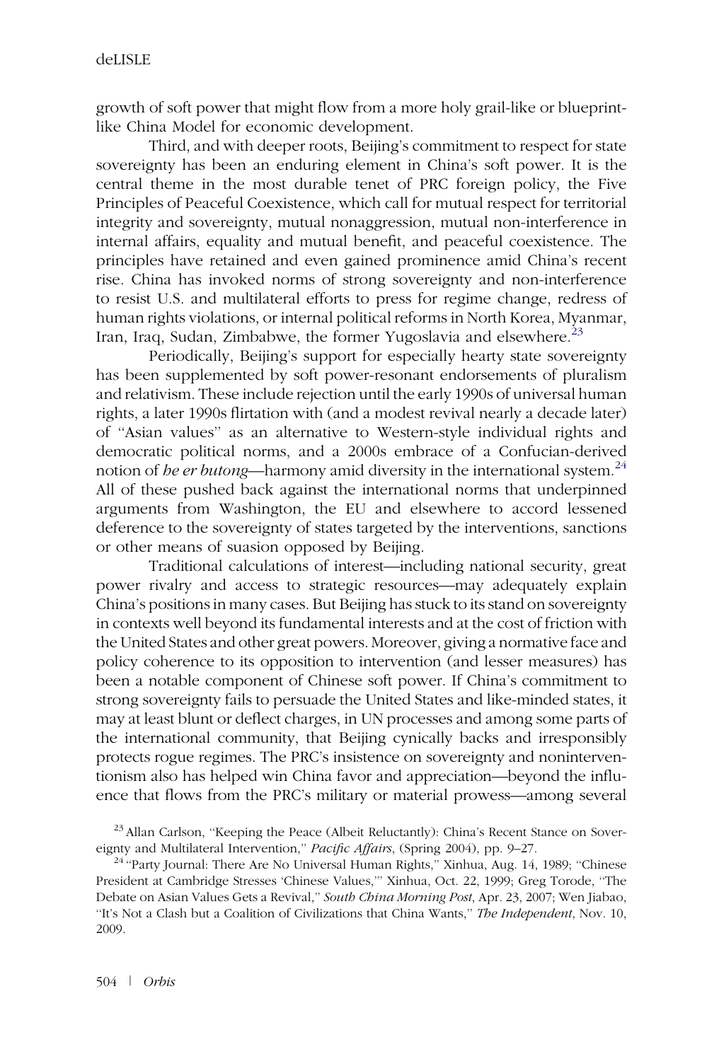growth of soft power that might flow from a more holy grail-like or blueprint-like China Model for economic development.

Third, and with deeper roots, Beijing's commitment to respect for state sovereignty has been an enduring element in China's soft power. It is the central theme in the most durable tenet of PRC foreign policy, the Five Principles of Peaceful Coexistence, which call for mutual respect for territorial integrity and sovereignty, mutual nonaggression, mutual non-interference in internal affairs, equality and mutual benefit, and peaceful coexistence. The principles have retained and even gained prominence amid China's recent rise. China has invoked norms of strong sovereignty and non-interference to resist U.S. and multilateral efforts to press for regime change, redress of human rights violations, or internal political reforms in North Korea, Myanmar, Iran, Iraq, Sudan, Zimbabwe, the former Yugoslavia and elsewhere.[23]

Periodically, Beijing's support for especially hearty state sovereignty has been supplemented by soft power-resonant endorsements of pluralism and relativism. These include rejection until the early 1990s of universal human rights, a later 1990s flirtation with (and a modest revival nearly a decade later) of "Asian values" as an alternative to Western-style individual rights and democratic political norms, and a 2000s embrace of a Confucian-derived notion of *he er butong*—harmony amid diversity in the international system.[24] All of these pushed back against the international norms that underpinned arguments from Washington, the EU and elsewhere to accord lessened deference to the sovereignty of states targeted by the interventions, sanctions or other means of suasion opposed by Beijing.

Traditional calculations of interest—including national security, great power rivalry and access to strategic resources—may adequately explain China's positions in many cases. But Beijing has stuck to its stand on sovereignty in contexts well beyond its fundamental interests and at the cost of friction with the United States and other great powers. Moreover, giving a normative face and policy coherence to its opposition to intervention (and lesser measures) has been a notable component of Chinese soft power. If China's commitment to strong sovereignty fails to persuade the United States and like-minded states, it may at least blunt or deflect charges, in UN processes and among some parts of the international community, that Beijing cynically backs and irresponsibly protects rogue regimes. The PRC's insistence on sovereignty and noninterventionism also has helped win China favor and appreciation—beyond the influence that flows from the PRC's military or material prowess—among several

[23] Allan Carlson, "Keeping the Peace (Albeit Reluctantly): China's Recent Stance on Sovereignty and Multilateral Intervention," *Pacific Affairs*, (Spring 2004), pp. 9–27.

[24] "Party Journal: There Are No Universal Human Rights," Xinhua, Aug. 14, 1989; "Chinese President at Cambridge Stresses 'Chinese Values,'" Xinhua, Oct. 22, 1999; Greg Torode, "The Debate on Asian Values Gets a Revival," *South China Morning Post*, Apr. 23, 2007; Wen Jiabao, "It's Not a Clash but a Coalition of Civilizations that China Wants," *The Independent*, Nov. 10, 2009.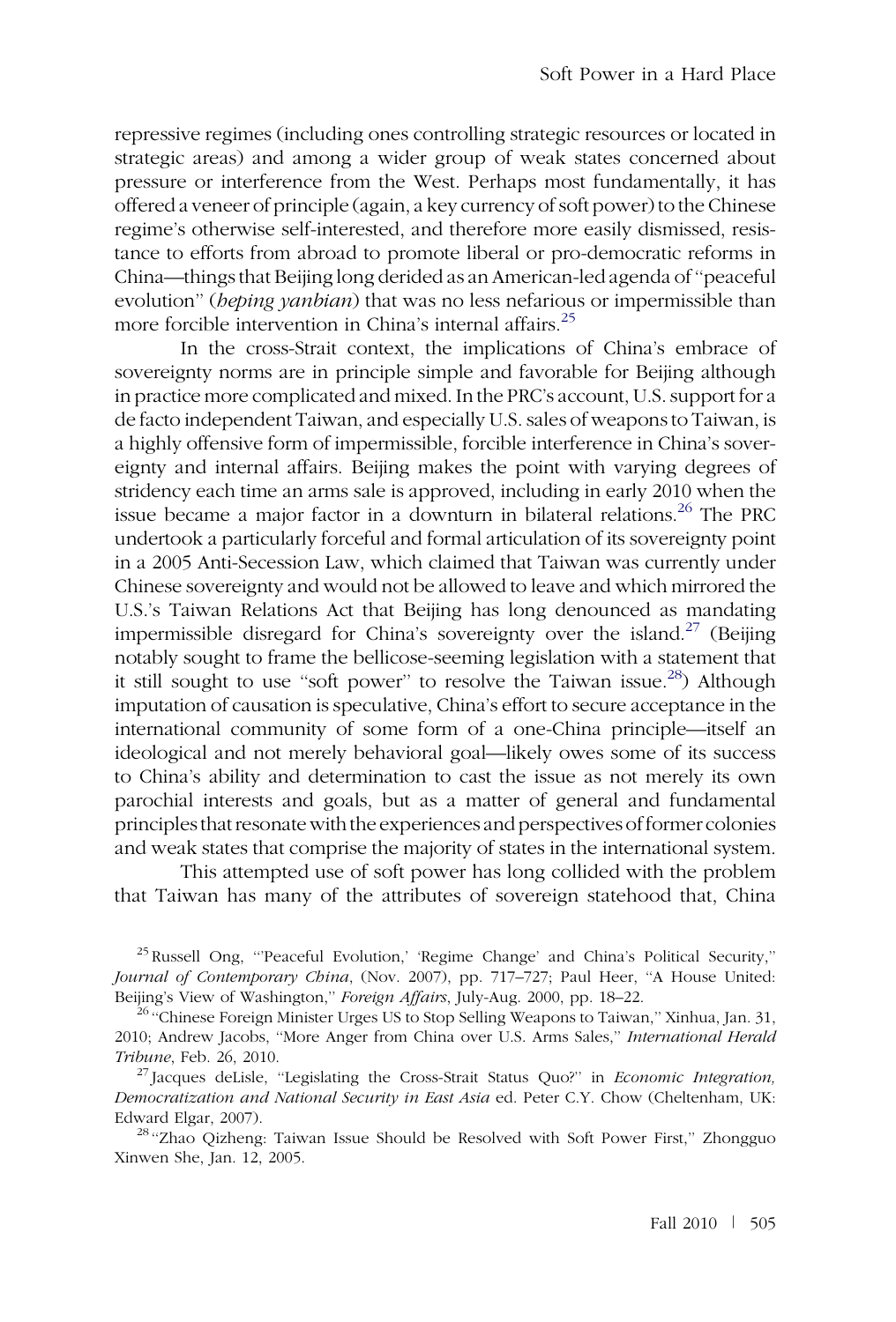repressive regimes (including ones controlling strategic resources or located in strategic areas) and among a wider group of weak states concerned about pressure or interference from the West. Perhaps most fundamentally, it has offered a veneer of principle (again, a key currency of soft power) to the Chinese regime's otherwise self-interested, and therefore more easily dismissed, resistance to efforts from abroad to promote liberal or pro-democratic reforms in China—things that Beijing long derided as an American-led agenda of "peaceful evolution" (*heping yanbian*) that was no less nefarious or impermissible than more forcible intervention in China's internal affairs.[25]

In the cross-Strait context, the implications of China's embrace of sovereignty norms are in principle simple and favorable for Beijing although in practice more complicated and mixed. In the PRC's account, U.S. support for a de facto independent Taiwan, and especially U.S. sales of weapons to Taiwan, is a highly offensive form of impermissible, forcible interference in China's sovereignty and internal affairs. Beijing makes the point with varying degrees of stridency each time an arms sale is approved, including in early 2010 when the issue became a major factor in a downturn in bilateral relations.[26] The PRC undertook a particularly forceful and formal articulation of its sovereignty point in a 2005 Anti-Secession Law, which claimed that Taiwan was currently under Chinese sovereignty and would not be allowed to leave and which mirrored the U.S.'s Taiwan Relations Act that Beijing has long denounced as mandating impermissible disregard for China's sovereignty over the island.[27] (Beijing notably sought to frame the bellicose-seeming legislation with a statement that it still sought to use "soft power" to resolve the Taiwan issue.[28]) Although imputation of causation is speculative, China's effort to secure acceptance in the international community of some form of a one-China principle—itself an ideological and not merely behavioral goal—likely owes some of its success to China's ability and determination to cast the issue as not merely its own parochial interests and goals, but as a matter of general and fundamental principles that resonate with the experiences and perspectives of former colonies and weak states that comprise the majority of states in the international system.

This attempted use of soft power has long collided with the problem that Taiwan has many of the attributes of sovereign statehood that, China

[25] Russell Ong, "'Peaceful Evolution,' 'Regime Change' and China's Political Security," *Journal of Contemporary China*, (Nov. 2007), pp. 717–727; Paul Heer, "A House United: Beijing's View of Washington," *Foreign Affairs*, July-Aug. 2000, pp. 18–22.

[26] "Chinese Foreign Minister Urges US to Stop Selling Weapons to Taiwan," Xinhua, Jan. 31, 2010; Andrew Jacobs, "More Anger from China over U.S. Arms Sales," *International Herald Tribune*, Feb. 26, 2010.

[27] Jacques deLisle, "Legislating the Cross-Strait Status Quo?" in *Economic Integration, Democratization and National Security in East Asia* ed. Peter C.Y. Chow (Cheltenham, UK: Edward Elgar, 2007).

[28] "Zhao Qizheng: Taiwan Issue Should be Resolved with Soft Power First," Zhongguo Xinwen She, Jan. 12, 2005.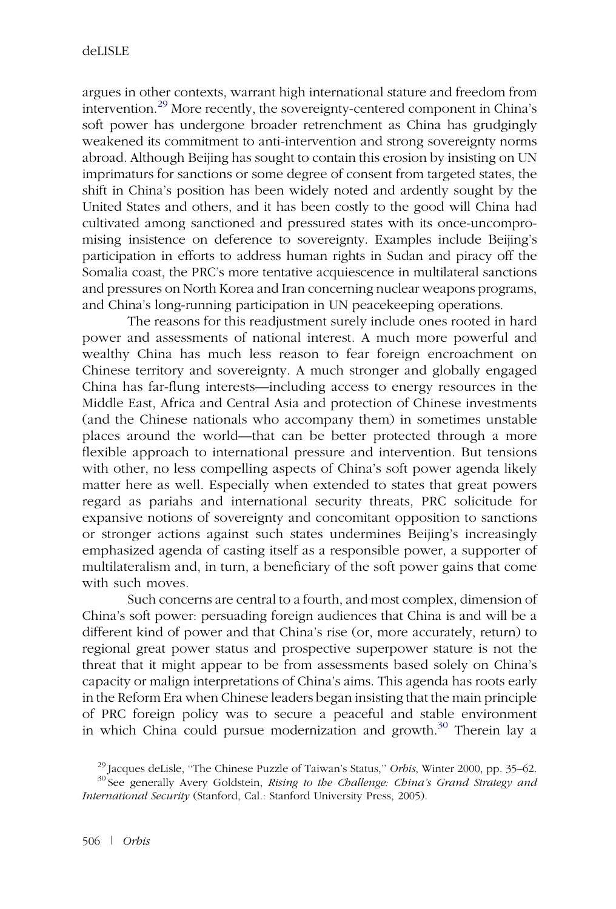argues in other contexts, warrant high international stature and freedom from intervention.[29] More recently, the sovereignty-centered component in China's soft power has undergone broader retrenchment as China has grudgingly weakened its commitment to anti-intervention and strong sovereignty norms abroad. Although Beijing has sought to contain this erosion by insisting on UN imprimaturs for sanctions or some degree of consent from targeted states, the shift in China's position has been widely noted and ardently sought by the United States and others, and it has been costly to the good will China had cultivated among sanctioned and pressured states with its once-uncompromising insistence on deference to sovereignty. Examples include Beijing's participation in efforts to address human rights in Sudan and piracy off the Somalia coast, the PRC's more tentative acquiescence in multilateral sanctions and pressures on North Korea and Iran concerning nuclear weapons programs, and China's long-running participation in UN peacekeeping operations.

The reasons for this readjustment surely include ones rooted in hard power and assessments of national interest. A much more powerful and wealthy China has much less reason to fear foreign encroachment on Chinese territory and sovereignty. A much stronger and globally engaged China has far-flung interests—including access to energy resources in the Middle East, Africa and Central Asia and protection of Chinese investments (and the Chinese nationals who accompany them) in sometimes unstable places around the world—that can be better protected through a more flexible approach to international pressure and intervention. But tensions with other, no less compelling aspects of China's soft power agenda likely matter here as well. Especially when extended to states that great powers regard as pariahs and international security threats, PRC solicitude for expansive notions of sovereignty and concomitant opposition to sanctions or stronger actions against such states undermines Beijing's increasingly emphasized agenda of casting itself as a responsible power, a supporter of multilateralism and, in turn, a beneficiary of the soft power gains that come with such moves.

Such concerns are central to a fourth, and most complex, dimension of China's soft power: persuading foreign audiences that China is and will be a different kind of power and that China's rise (or, more accurately, return) to regional great power status and prospective superpower stature is not the threat that it might appear to be from assessments based solely on China's capacity or malign interpretations of China's aims. This agenda has roots early in the Reform Era when Chinese leaders began insisting that the main principle of PRC foreign policy was to secure a peaceful and stable environment in which China could pursue modernization and growth.[30] Therein lay a

[29] Jacques deLisle, "The Chinese Puzzle of Taiwan's Status," *Orbis*, Winter 2000, pp. 35–62.

[30] See generally Avery Goldstein, *Rising to the Challenge: China's Grand Strategy and International Security* (Stanford, Cal.: Stanford University Press, 2005).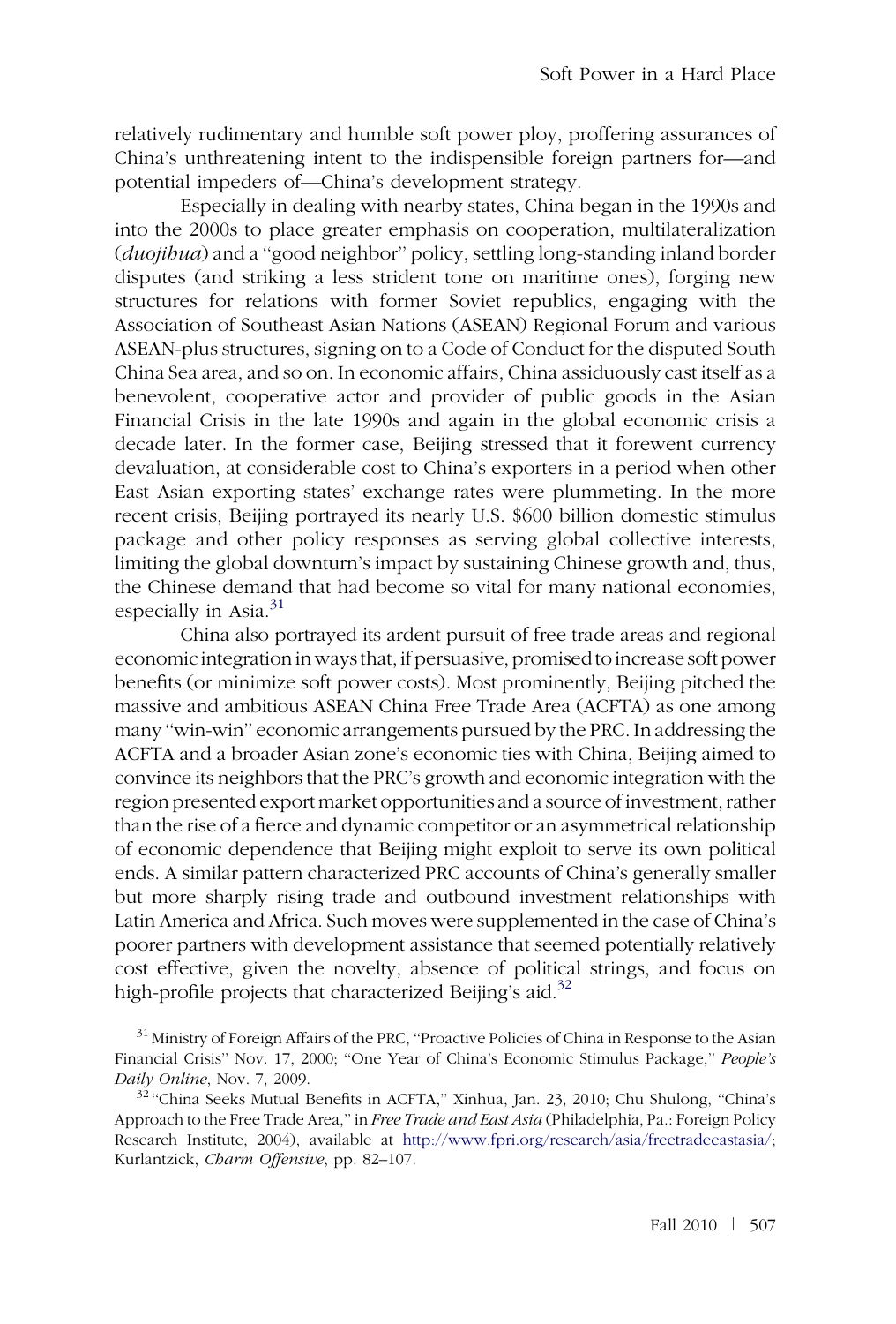relatively rudimentary and humble soft power ploy, proffering assurances of China's unthreatening intent to the indispensible foreign partners for—and potential impeders of—China's development strategy.

Especially in dealing with nearby states, China began in the 1990s and into the 2000s to place greater emphasis on cooperation, multilateralization (*duojihua*) and a "good neighbor" policy, settling long-standing inland border disputes (and striking a less strident tone on maritime ones), forging new structures for relations with former Soviet republics, engaging with the Association of Southeast Asian Nations (ASEAN) Regional Forum and various ASEAN-plus structures, signing on to a Code of Conduct for the disputed South China Sea area, and so on. In economic affairs, China assiduously cast itself as a benevolent, cooperative actor and provider of public goods in the Asian Financial Crisis in the late 1990s and again in the global economic crisis a decade later. In the former case, Beijing stressed that it forewent currency devaluation, at considerable cost to China's exporters in a period when other East Asian exporting states' exchange rates were plummeting. In the more recent crisis, Beijing portrayed its nearly U.S. $600 billion domestic stimulus package and other policy responses as serving global collective interests, limiting the global downturn's impact by sustaining Chinese growth and, thus, the Chinese demand that had become so vital for many national economies, especially in Asia.[31]

China also portrayed its ardent pursuit of free trade areas and regional economic integration in ways that, if persuasive, promised to increase soft power benefits (or minimize soft power costs). Most prominently, Beijing pitched the massive and ambitious ASEAN China Free Trade Area (ACFTA) as one among many "win-win" economic arrangements pursued by the PRC. In addressing the ACFTA and a broader Asian zone's economic ties with China, Beijing aimed to convince its neighbors that the PRC's growth and economic integration with the region presented export market opportunities and a source of investment, rather than the rise of a fierce and dynamic competitor or an asymmetrical relationship of economic dependence that Beijing might exploit to serve its own political ends. A similar pattern characterized PRC accounts of China's generally smaller but more sharply rising trade and outbound investment relationships with Latin America and Africa. Such moves were supplemented in the case of China's poorer partners with development assistance that seemed potentially relatively cost effective, given the novelty, absence of political strings, and focus on high-profile projects that characterized Beijing's aid.[32]

[31] Ministry of Foreign Affairs of the PRC, "Proactive Policies of China in Response to the Asian Financial Crisis" Nov. 17, 2000; "One Year of China's Economic Stimulus Package," *People's Daily Online*, Nov. 7, 2009.

[32] "China Seeks Mutual Benefits in ACFTA," Xinhua, Jan. 23, 2010; Chu Shulong, "China's Approach to the Free Trade Area," in *Free Trade and East Asia* (Philadelphia, Pa.: Foreign Policy Research Institute, 2004), available at http://www.fpri.org/research/asia/freetradeeastasia/; Kurlantzick, *Charm Offensive*, pp. 82–107.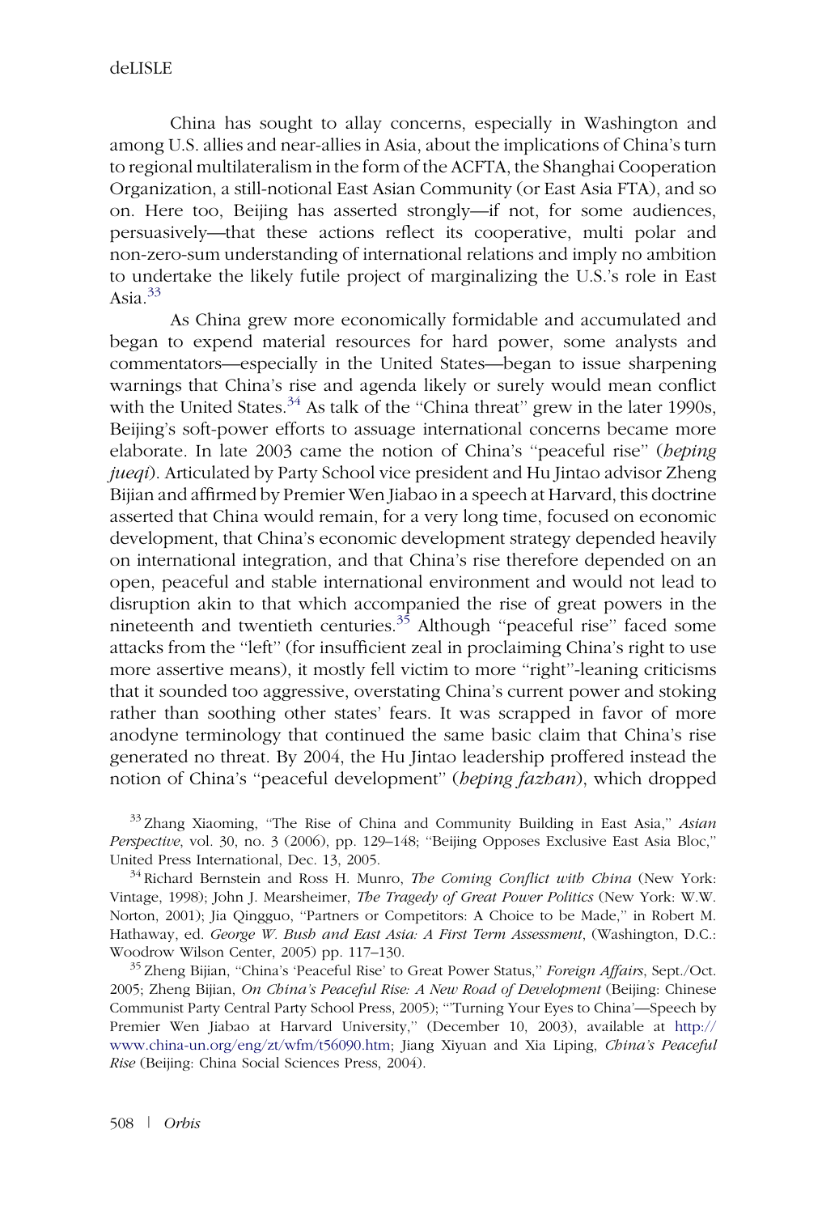China has sought to allay concerns, especially in Washington and among U.S. allies and near-allies in Asia, about the implications of China's turn to regional multilateralism in the form of the ACFTA, the Shanghai Cooperation Organization, a still-notional East Asian Community (or East Asia FTA), and so on. Here too, Beijing has asserted strongly—if not, for some audiences, persuasively—that these actions reflect its cooperative, multi polar and non-zero-sum understanding of international relations and imply no ambition to undertake the likely futile project of marginalizing the U.S.'s role in East Asia.[33]

As China grew more economically formidable and accumulated and began to expend material resources for hard power, some analysts and commentators—especially in the United States—began to issue sharpening warnings that China's rise and agenda likely or surely would mean conflict with the United States.[34] As talk of the "China threat" grew in the later 1990s, Beijing's soft-power efforts to assuage international concerns became more elaborate. In late 2003 came the notion of China's "peaceful rise" (*heping jueqi*). Articulated by Party School vice president and Hu Jintao advisor Zheng Bijian and affirmed by Premier Wen Jiabao in a speech at Harvard, this doctrine asserted that China would remain, for a very long time, focused on economic development, that China's economic development strategy depended heavily on international integration, and that China's rise therefore depended on an open, peaceful and stable international environment and would not lead to disruption akin to that which accompanied the rise of great powers in the nineteenth and twentieth centuries.[35] Although "peaceful rise" faced some attacks from the "left" (for insufficient zeal in proclaiming China's right to use more assertive means), it mostly fell victim to more "right"-leaning criticisms that it sounded too aggressive, overstating China's current power and stoking rather than soothing other states' fears. It was scrapped in favor of more anodyne terminology that continued the same basic claim that China's rise generated no threat. By 2004, the Hu Jintao leadership proffered instead the notion of China's "peaceful development" (*heping fazhan*), which dropped

[33] Zhang Xiaoming, "The Rise of China and Community Building in East Asia," *Asian Perspective*, vol. 30, no. 3 (2006), pp. 129–148; "Beijing Opposes Exclusive East Asia Bloc," United Press International, Dec. 13, 2005.

[34] Richard Bernstein and Ross H. Munro, *The Coming Conflict with China* (New York: Vintage, 1998); John J. Mearsheimer, *The Tragedy of Great Power Politics* (New York: W.W. Norton, 2001); Jia Qingguo, "Partners or Competitors: A Choice to be Made," in Robert M. Hathaway, ed. *George W. Bush and East Asia: A First Term Assessment*, (Washington, D.C.: Woodrow Wilson Center, 2005) pp. 117–130.

[35] Zheng Bijian, "China's 'Peaceful Rise' to Great Power Status," *Foreign Affairs*, Sept./Oct. 2005; Zheng Bijian, *On China's Peaceful Rise: A New Road of Development* (Beijing: Chinese Communist Party Central Party School Press, 2005); "'Turning Your Eyes to China'—Speech by Premier Wen Jiabao at Harvard University," (December 10, 2003), available at http://www.china-un.org/eng/zt/wfm/t56090.htm; Jiang Xiyuan and Xia Liping, *China's Peaceful Rise* (Beijing: China Social Sciences Press, 2004).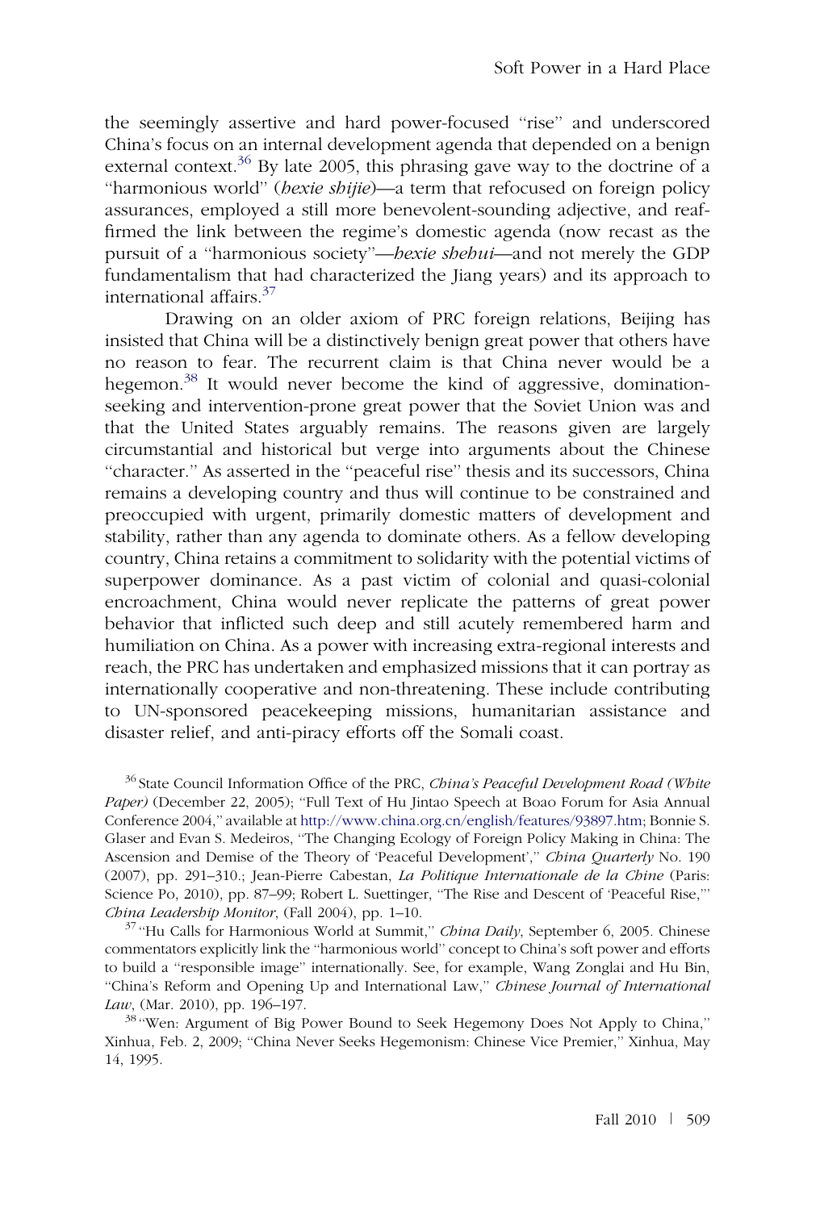the seemingly assertive and hard power-focused "rise" and underscored China's focus on an internal development agenda that depended on a benign external context.[36] By late 2005, this phrasing gave way to the doctrine of a "harmonious world" (*hexie shijie*)—a term that refocused on foreign policy assurances, employed a still more benevolent-sounding adjective, and reaffirmed the link between the regime's domestic agenda (now recast as the pursuit of a "harmonious society"—*hexie shehui*—and not merely the GDP fundamentalism that had characterized the Jiang years) and its approach to international affairs.[37]

Drawing on an older axiom of PRC foreign relations, Beijing has insisted that China will be a distinctively benign great power that others have no reason to fear. The recurrent claim is that China never would be a hegemon.[38] It would never become the kind of aggressive, domination-seeking and intervention-prone great power that the Soviet Union was and that the United States arguably remains. The reasons given are largely circumstantial and historical but verge into arguments about the Chinese "character." As asserted in the "peaceful rise" thesis and its successors, China remains a developing country and thus will continue to be constrained and preoccupied with urgent, primarily domestic matters of development and stability, rather than any agenda to dominate others. As a fellow developing country, China retains a commitment to solidarity with the potential victims of superpower dominance. As a past victim of colonial and quasi-colonial encroachment, China would never replicate the patterns of great power behavior that inflicted such deep and still acutely remembered harm and humiliation on China. As a power with increasing extra-regional interests and reach, the PRC has undertaken and emphasized missions that it can portray as internationally cooperative and non-threatening. These include contributing to UN-sponsored peacekeeping missions, humanitarian assistance and disaster relief, and anti-piracy efforts off the Somali coast.

[36] State Council Information Office of the PRC, *China's Peaceful Development Road (White Paper)* (December 22, 2005); "Full Text of Hu Jintao Speech at Boao Forum for Asia Annual Conference 2004," available at http://www.china.org.cn/english/features/93897.htm; Bonnie S. Glaser and Evan S. Medeiros, "The Changing Ecology of Foreign Policy Making in China: The Ascension and Demise of the Theory of 'Peaceful Development'," *China Quarterly* No. 190 (2007), pp. 291–310.; Jean-Pierre Cabestan, *La Politique Internationale de la Chine* (Paris: Science Po, 2010), pp. 87–99; Robert L. Suettinger, "The Rise and Descent of 'Peaceful Rise,'" *China Leadership Monitor*, (Fall 2004), pp. 1–10.

[37] "Hu Calls for Harmonious World at Summit," *China Daily*, September 6, 2005. Chinese commentators explicitly link the "harmonious world" concept to China's soft power and efforts to build a "responsible image" internationally. See, for example, Wang Zonglai and Hu Bin, "China's Reform and Opening Up and International Law," *Chinese Journal of International Law*, (Mar. 2010), pp. 196–197.

[38] "Wen: Argument of Big Power Bound to Seek Hegemony Does Not Apply to China," Xinhua, Feb. 2, 2009; "China Never Seeks Hegemonism: Chinese Vice Premier," Xinhua, May 14, 1995.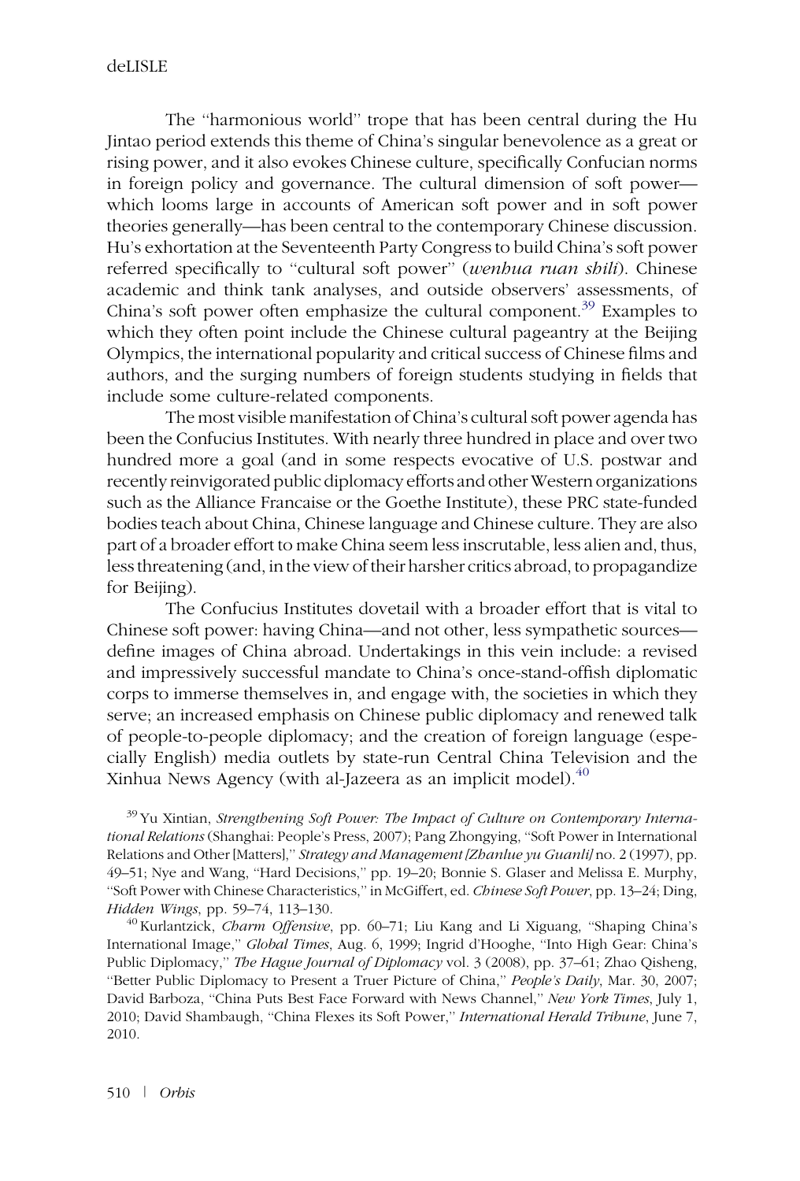The "harmonious world" trope that has been central during the Hu Jintao period extends this theme of China's singular benevolence as a great or rising power, and it also evokes Chinese culture, specifically Confucian norms in foreign policy and governance. The cultural dimension of soft power—which looms large in accounts of American soft power and in soft power theories generally—has been central to the contemporary Chinese discussion. Hu's exhortation at the Seventeenth Party Congress to build China's soft power referred specifically to "cultural soft power" (*wenhua ruan shili*). Chinese academic and think tank analyses, and outside observers' assessments, of China's soft power often emphasize the cultural component.[39] Examples to which they often point include the Chinese cultural pageantry at the Beijing Olympics, the international popularity and critical success of Chinese films and authors, and the surging numbers of foreign students studying in fields that include some culture-related components.

The most visible manifestation of China's cultural soft power agenda has been the Confucius Institutes. With nearly three hundred in place and over two hundred more a goal (and in some respects evocative of U.S. postwar and recently reinvigorated public diplomacy efforts and other Western organizations such as the Alliance Francaise or the Goethe Institute), these PRC state-funded bodies teach about China, Chinese language and Chinese culture. They are also part of a broader effort to make China seem less inscrutable, less alien and, thus, less threatening (and, in the view of their harsher critics abroad, to propagandize for Beijing).

The Confucius Institutes dovetail with a broader effort that is vital to Chinese soft power: having China—and not other, less sympathetic sources—define images of China abroad. Undertakings in this vein include: a revised and impressively successful mandate to China's once-stand-offish diplomatic corps to immerse themselves in, and engage with, the societies in which they serve; an increased emphasis on Chinese public diplomacy and renewed talk of people-to-people diplomacy; and the creation of foreign language (especially English) media outlets by state-run Central China Television and the Xinhua News Agency (with al-Jazeera as an implicit model).[40]

[39] Yu Xintian, *Strengthening Soft Power: The Impact of Culture on Contemporary International Relations* (Shanghai: People's Press, 2007); Pang Zhongying, "Soft Power in International Relations and Other [Matters]," *Strategy and Management [Zhanlue yu Guanli]* no. 2 (1997), pp. 49–51; Nye and Wang, "Hard Decisions," pp. 19–20; Bonnie S. Glaser and Melissa E. Murphy, "Soft Power with Chinese Characteristics," in McGiffert, ed. *Chinese Soft Power*, pp. 13–24; Ding, *Hidden Wings*, pp. 59–74, 113–130.

[40] Kurlantzick, *Charm Offensive*, pp. 60–71; Liu Kang and Li Xiguang, "Shaping China's International Image," *Global Times*, Aug. 6, 1999; Ingrid d'Hooghe, "Into High Gear: China's Public Diplomacy," *The Hague Journal of Diplomacy* vol. 3 (2008), pp. 37–61; Zhao Qisheng, "Better Public Diplomacy to Present a Truer Picture of China," *People's Daily*, Mar. 30, 2007; David Barboza, "China Puts Best Face Forward with News Channel," *New York Times*, July 1, 2010; David Shambaugh, "China Flexes its Soft Power," *International Herald Tribune*, June 7, 2010.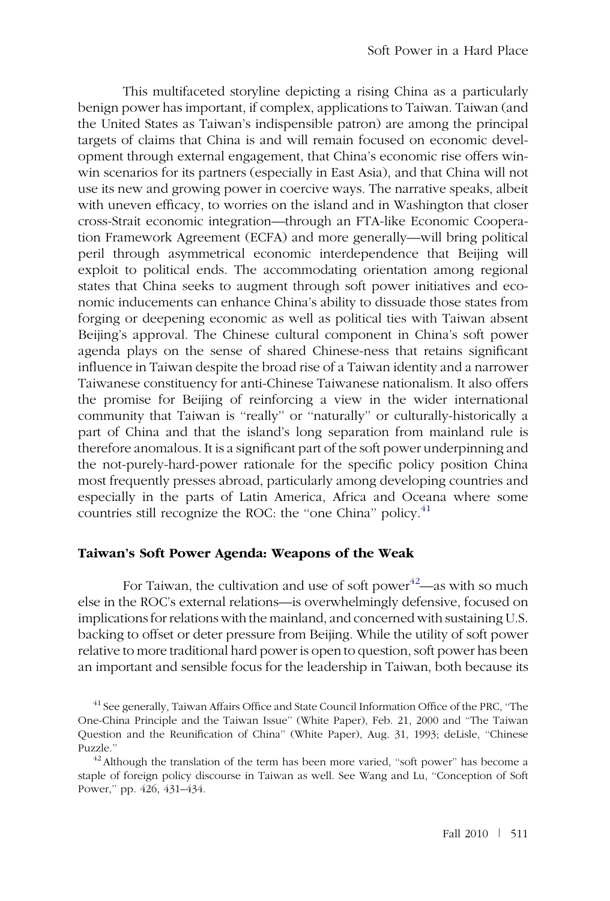This multifaceted storyline depicting a rising China as a particularly benign power has important, if complex, applications to Taiwan. Taiwan (and the United States as Taiwan's indispensible patron) are among the principal targets of claims that China is and will remain focused on economic development through external engagement, that China's economic rise offers win-win scenarios for its partners (especially in East Asia), and that China will not use its new and growing power in coercive ways. The narrative speaks, albeit with uneven efficacy, to worries on the island and in Washington that closer cross-Strait economic integration—through an FTA-like Economic Cooperation Framework Agreement (ECFA) and more generally—will bring political peril through asymmetrical economic interdependence that Beijing will exploit to political ends. The accommodating orientation among regional states that China seeks to augment through soft power initiatives and economic inducements can enhance China's ability to dissuade those states from forging or deepening economic as well as political ties with Taiwan absent Beijing's approval. The Chinese cultural component in China's soft power agenda plays on the sense of shared Chinese-ness that retains significant influence in Taiwan despite the broad rise of a Taiwan identity and a narrower Taiwanese constituency for anti-Chinese Taiwanese nationalism. It also offers the promise for Beijing of reinforcing a view in the wider international community that Taiwan is "really" or "naturally" or culturally-historically a part of China and that the island's long separation from mainland rule is therefore anomalous. It is a significant part of the soft power underpinning and the not-purely-hard-power rationale for the specific policy position China most frequently presses abroad, particularly among developing countries and especially in the parts of Latin America, Africa and Oceana where some countries still recognize the ROC: the "one China" policy.[41]

### Taiwan's Soft Power Agenda: Weapons of the Weak

For Taiwan, the cultivation and use of soft power[42]—as with so much else in the ROC's external relations—is overwhelmingly defensive, focused on implications for relations with the mainland, and concerned with sustaining U.S. backing to offset or deter pressure from Beijing. While the utility of soft power relative to more traditional hard power is open to question, soft power has been an important and sensible focus for the leadership in Taiwan, both because its

[41] See generally, Taiwan Affairs Office and State Council Information Office of the PRC, "The One-China Principle and the Taiwan Issue" (White Paper), Feb. 21, 2000 and "The Taiwan Question and the Reunification of China" (White Paper), Aug. 31, 1993; deLisle, "Chinese Puzzle."

[42] Although the translation of the term has been more varied, "soft power" has become a staple of foreign policy discourse in Taiwan as well. See Wang and Lu, "Conception of Soft Power," pp. 426, 431–434.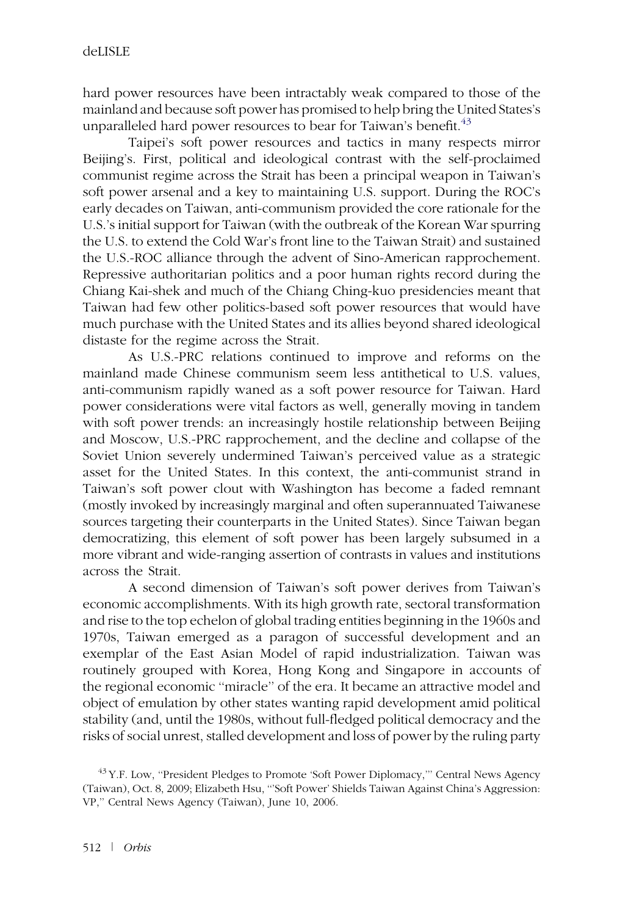hard power resources have been intractably weak compared to those of the mainland and because soft power has promised to help bring the United States's unparalleled hard power resources to bear for Taiwan's benefit.[43]

Taipei's soft power resources and tactics in many respects mirror Beijing's. First, political and ideological contrast with the self-proclaimed communist regime across the Strait has been a principal weapon in Taiwan's soft power arsenal and a key to maintaining U.S. support. During the ROC's early decades on Taiwan, anti-communism provided the core rationale for the U.S.'s initial support for Taiwan (with the outbreak of the Korean War spurring the U.S. to extend the Cold War's front line to the Taiwan Strait) and sustained the U.S.-ROC alliance through the advent of Sino-American rapprochement. Repressive authoritarian politics and a poor human rights record during the Chiang Kai-shek and much of the Chiang Ching-kuo presidencies meant that Taiwan had few other politics-based soft power resources that would have much purchase with the United States and its allies beyond shared ideological distaste for the regime across the Strait.

As U.S.-PRC relations continued to improve and reforms on the mainland made Chinese communism seem less antithetical to U.S. values, anti-communism rapidly waned as a soft power resource for Taiwan. Hard power considerations were vital factors as well, generally moving in tandem with soft power trends: an increasingly hostile relationship between Beijing and Moscow, U.S.-PRC rapprochement, and the decline and collapse of the Soviet Union severely undermined Taiwan's perceived value as a strategic asset for the United States. In this context, the anti-communist strand in Taiwan's soft power clout with Washington has become a faded remnant (mostly invoked by increasingly marginal and often superannuated Taiwanese sources targeting their counterparts in the United States). Since Taiwan began democratizing, this element of soft power has been largely subsumed in a more vibrant and wide-ranging assertion of contrasts in values and institutions across the Strait.

A second dimension of Taiwan's soft power derives from Taiwan's economic accomplishments. With its high growth rate, sectoral transformation and rise to the top echelon of global trading entities beginning in the 1960s and 1970s, Taiwan emerged as a paragon of successful development and an exemplar of the East Asian Model of rapid industrialization. Taiwan was routinely grouped with Korea, Hong Kong and Singapore in accounts of the regional economic "miracle" of the era. It became an attractive model and object of emulation by other states wanting rapid development amid political stability (and, until the 1980s, without full-fledged political democracy and the risks of social unrest, stalled development and loss of power by the ruling party

[43] Y.F. Low, "President Pledges to Promote 'Soft Power Diplomacy,'" Central News Agency (Taiwan), Oct. 8, 2009; Elizabeth Hsu, "'Soft Power' Shields Taiwan Against China's Aggression: VP," Central News Agency (Taiwan), June 10, 2006.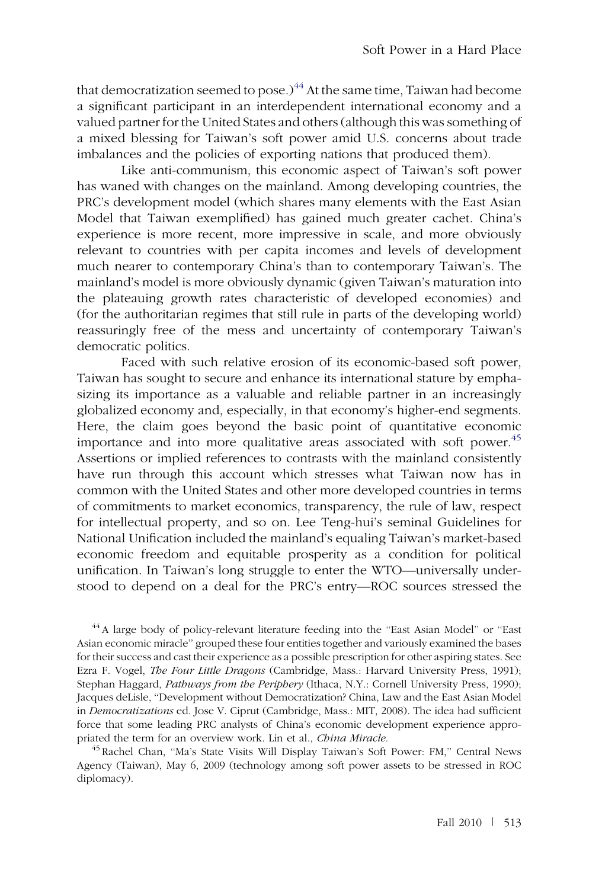that democratization seemed to pose.)[44] At the same time, Taiwan had become a significant participant in an interdependent international economy and a valued partner for the United States and others (although this was something of a mixed blessing for Taiwan's soft power amid U.S. concerns about trade imbalances and the policies of exporting nations that produced them).

Like anti-communism, this economic aspect of Taiwan's soft power has waned with changes on the mainland. Among developing countries, the PRC's development model (which shares many elements with the East Asian Model that Taiwan exemplified) has gained much greater cachet. China's experience is more recent, more impressive in scale, and more obviously relevant to countries with per capita incomes and levels of development much nearer to contemporary China's than to contemporary Taiwan's. The mainland's model is more obviously dynamic (given Taiwan's maturation into the plateauing growth rates characteristic of developed economies) and (for the authoritarian regimes that still rule in parts of the developing world) reassuringly free of the mess and uncertainty of contemporary Taiwan's democratic politics.

Faced with such relative erosion of its economic-based soft power, Taiwan has sought to secure and enhance its international stature by emphasizing its importance as a valuable and reliable partner in an increasingly globalized economy and, especially, in that economy's higher-end segments. Here, the claim goes beyond the basic point of quantitative economic importance and into more qualitative areas associated with soft power.[45] Assertions or implied references to contrasts with the mainland consistently have run through this account which stresses what Taiwan now has in common with the United States and other more developed countries in terms of commitments to market economics, transparency, the rule of law, respect for intellectual property, and so on. Lee Teng-hui's seminal Guidelines for National Unification included the mainland's equaling Taiwan's market-based economic freedom and equitable prosperity as a condition for political unification. In Taiwan's long struggle to enter the WTO—universally understood to depend on a deal for the PRC's entry—ROC sources stressed the

[44] A large body of policy-relevant literature feeding into the "East Asian Model" or "East Asian economic miracle" grouped these four entities together and variously examined the bases for their success and cast their experience as a possible prescription for other aspiring states. See Ezra F. Vogel, *The Four Little Dragons* (Cambridge, Mass.: Harvard University Press, 1991); Stephan Haggard, *Pathways from the Periphery* (Ithaca, N.Y.: Cornell University Press, 1990); Jacques deLisle, "Development without Democratization? China, Law and the East Asian Model in *Democratizations* ed. Jose V. Ciprut (Cambridge, Mass.: MIT, 2008). The idea had sufficient force that some leading PRC analysts of China's economic development experience appropriated the term for an overview work. Lin et al., *China Miracle*.

[45] Rachel Chan, "Ma's State Visits Will Display Taiwan's Soft Power: FM," Central News Agency (Taiwan), May 6, 2009 (technology among soft power assets to be stressed in ROC diplomacy).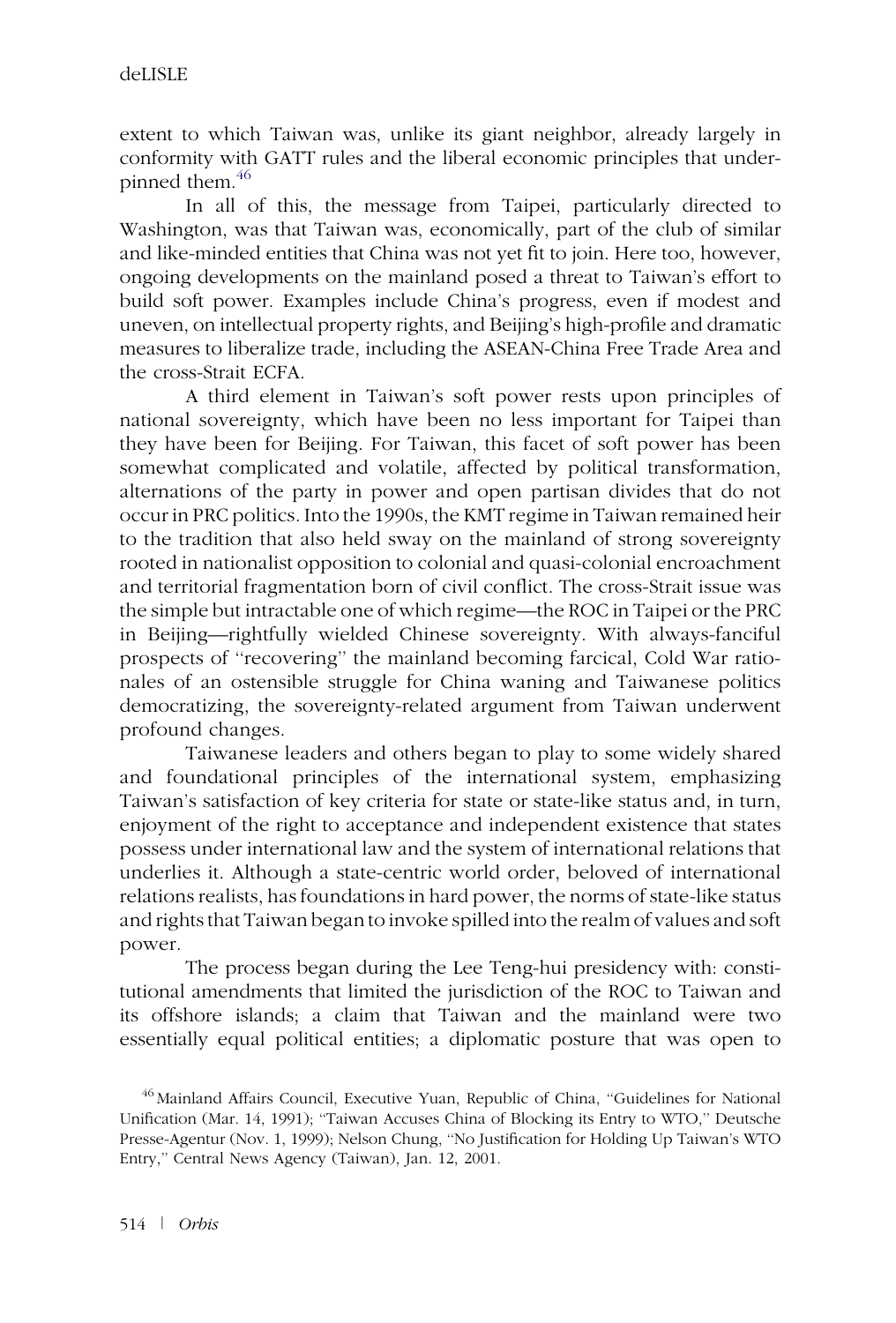extent to which Taiwan was, unlike its giant neighbor, already largely in conformity with GATT rules and the liberal economic principles that underpinned them.[46]

In all of this, the message from Taipei, particularly directed to Washington, was that Taiwan was, economically, part of the club of similar and like-minded entities that China was not yet fit to join. Here too, however, ongoing developments on the mainland posed a threat to Taiwan's effort to build soft power. Examples include China's progress, even if modest and uneven, on intellectual property rights, and Beijing's high-profile and dramatic measures to liberalize trade, including the ASEAN-China Free Trade Area and the cross-Strait ECFA.

A third element in Taiwan's soft power rests upon principles of national sovereignty, which have been no less important for Taipei than they have been for Beijing. For Taiwan, this facet of soft power has been somewhat complicated and volatile, affected by political transformation, alternations of the party in power and open partisan divides that do not occur in PRC politics. Into the 1990s, the KMT regime in Taiwan remained heir to the tradition that also held sway on the mainland of strong sovereignty rooted in nationalist opposition to colonial and quasi-colonial encroachment and territorial fragmentation born of civil conflict. The cross-Strait issue was the simple but intractable one of which regime—the ROC in Taipei or the PRC in Beijing—rightfully wielded Chinese sovereignty. With always-fanciful prospects of "recovering" the mainland becoming farcical, Cold War rationales of an ostensible struggle for China waning and Taiwanese politics democratizing, the sovereignty-related argument from Taiwan underwent profound changes.

Taiwanese leaders and others began to play to some widely shared and foundational principles of the international system, emphasizing Taiwan's satisfaction of key criteria for state or state-like status and, in turn, enjoyment of the right to acceptance and independent existence that states possess under international law and the system of international relations that underlies it. Although a state-centric world order, beloved of international relations realists, has foundations in hard power, the norms of state-like status and rights that Taiwan began to invoke spilled into the realm of values and soft power.

The process began during the Lee Teng-hui presidency with: constitutional amendments that limited the jurisdiction of the ROC to Taiwan and its offshore islands; a claim that Taiwan and the mainland were two essentially equal political entities; a diplomatic posture that was open to

[46] Mainland Affairs Council, Executive Yuan, Republic of China, "Guidelines for National Unification (Mar. 14, 1991); "Taiwan Accuses China of Blocking its Entry to WTO," Deutsche Presse-Agentur (Nov. 1, 1999); Nelson Chung, "No Justification for Holding Up Taiwan's WTO Entry," Central News Agency (Taiwan), Jan. 12, 2001.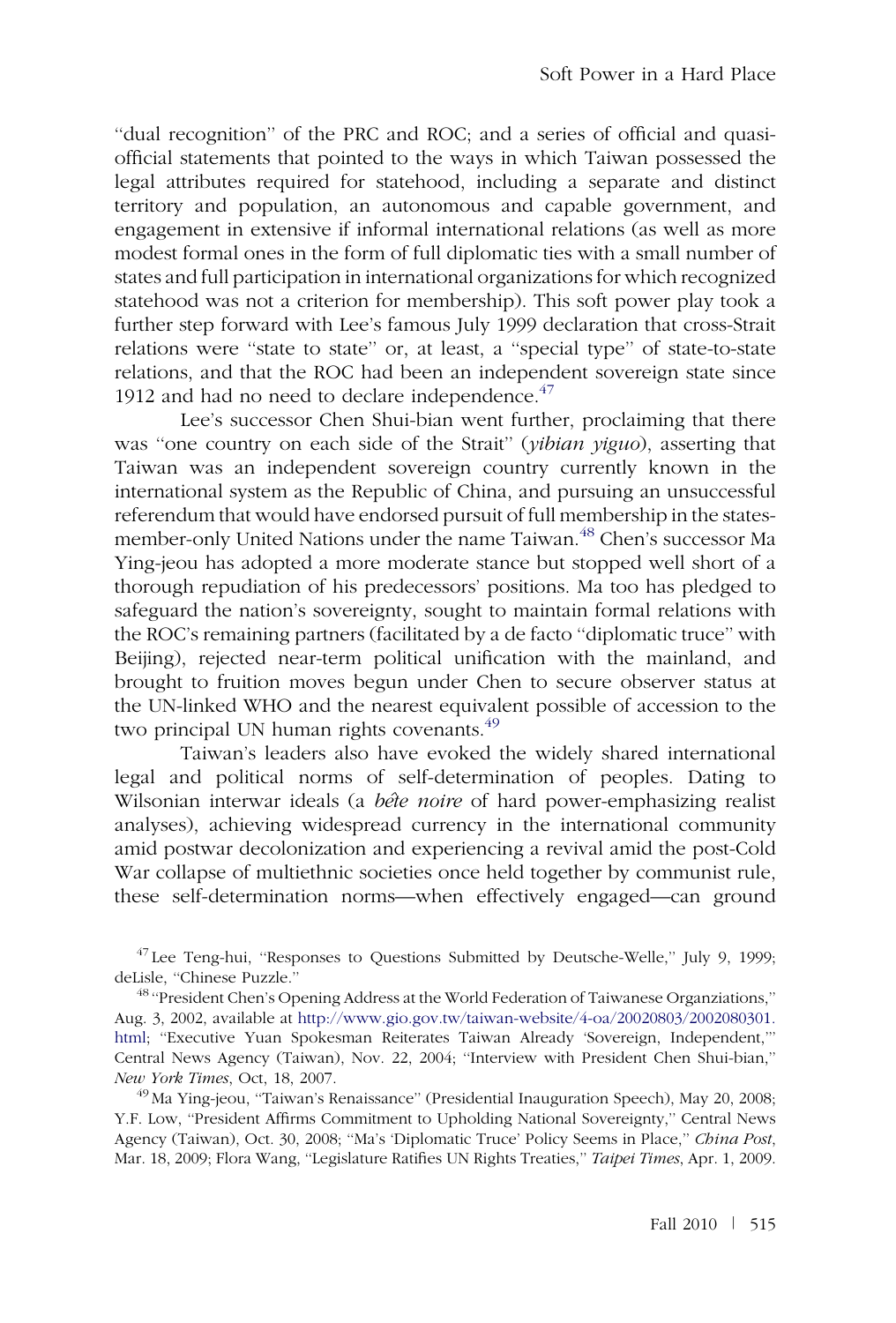"dual recognition" of the PRC and ROC; and a series of official and quasi-official statements that pointed to the ways in which Taiwan possessed the legal attributes required for statehood, including a separate and distinct territory and population, an autonomous and capable government, and engagement in extensive if informal international relations (as well as more modest formal ones in the form of full diplomatic ties with a small number of states and full participation in international organizations for which recognized statehood was not a criterion for membership). This soft power play took a further step forward with Lee's famous July 1999 declaration that cross-Strait relations were "state to state" or, at least, a "special type" of state-to-state relations, and that the ROC had been an independent sovereign state since 1912 and had no need to declare independence.[47]

Lee's successor Chen Shui-bian went further, proclaiming that there was "one country on each side of the Strait" (*yibian yiguo*), asserting that Taiwan was an independent sovereign country currently known in the international system as the Republic of China, and pursuing an unsuccessful referendum that would have endorsed pursuit of full membership in the states-member-only United Nations under the name Taiwan.[48] Chen's successor Ma Ying-jeou has adopted a more moderate stance but stopped well short of a thorough repudiation of his predecessors' positions. Ma too has pledged to safeguard the nation's sovereignty, sought to maintain formal relations with the ROC's remaining partners (facilitated by a de facto "diplomatic truce" with Beijing), rejected near-term political unification with the mainland, and brought to fruition moves begun under Chen to secure observer status at the UN-linked WHO and the nearest equivalent possible of accession to the two principal UN human rights covenants.[49]

Taiwan's leaders also have evoked the widely shared international legal and political norms of self-determination of peoples. Dating to Wilsonian interwar ideals (a *bête noire* of hard power-emphasizing realist analyses), achieving widespread currency in the international community amid postwar decolonization and experiencing a revival amid the post-Cold War collapse of multiethnic societies once held together by communist rule, these self-determination norms—when effectively engaged—can ground

[47] Lee Teng-hui, "Responses to Questions Submitted by Deutsche-Welle," July 9, 1999; deLisle, "Chinese Puzzle."

[48] "President Chen's Opening Address at the World Federation of Taiwanese Organziations," Aug. 3, 2002, available at http://www.gio.gov.tw/taiwan-website/4-oa/20020803/2002080301.html; "Executive Yuan Spokesman Reiterates Taiwan Already 'Sovereign, Independent,'" Central News Agency (Taiwan), Nov. 22, 2004; "Interview with President Chen Shui-bian," *New York Times*, Oct, 18, 2007.

[49] Ma Ying-jeou, "Taiwan's Renaissance" (Presidential Inauguration Speech), May 20, 2008; Y.F. Low, "President Affirms Commitment to Upholding National Sovereignty," Central News Agency (Taiwan), Oct. 30, 2008; "Ma's 'Diplomatic Truce' Policy Seems in Place," *China Post*, Mar. 18, 2009; Flora Wang, "Legislature Ratifies UN Rights Treaties," *Taipei Times*, Apr. 1, 2009.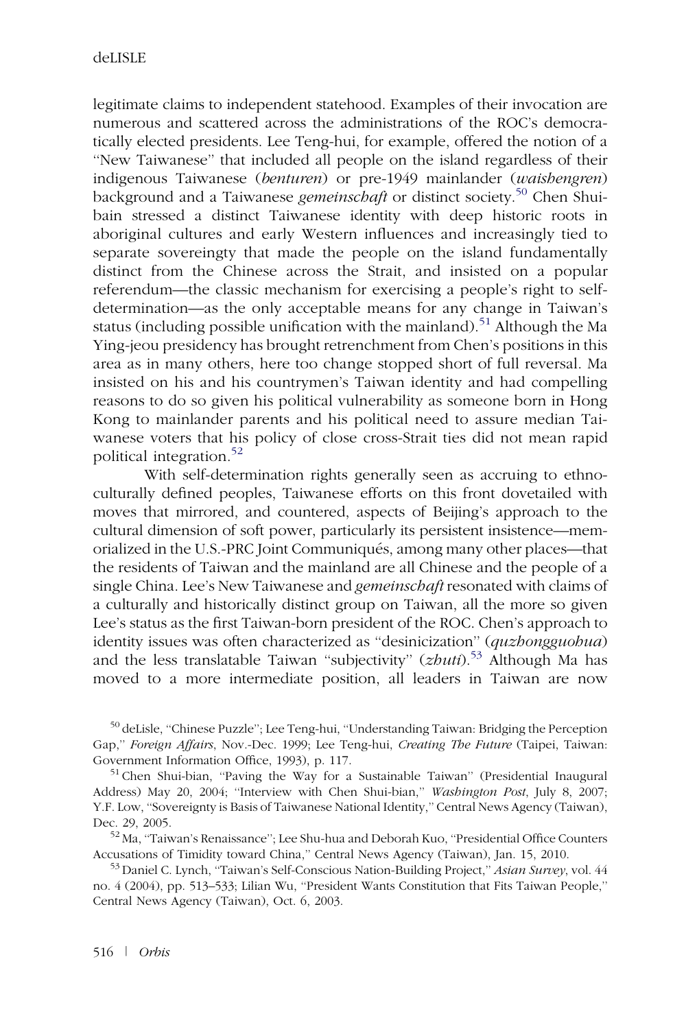legitimate claims to independent statehood. Examples of their invocation are numerous and scattered across the administrations of the ROC's democratically elected presidents. Lee Teng-hui, for example, offered the notion of a "New Taiwanese" that included all people on the island regardless of their indigenous Taiwanese (*benturen*) or pre-1949 mainlander (*waishengren*) background and a Taiwanese *gemeinschaft* or distinct society.[50] Chen Shui-bain stressed a distinct Taiwanese identity with deep historic roots in aboriginal cultures and early Western influences and increasingly tied to separate sovereingty that made the people on the island fundamentally distinct from the Chinese across the Strait, and insisted on a popular referendum—the classic mechanism for exercising a people's right to self-determination—as the only acceptable means for any change in Taiwan's status (including possible unification with the mainland).[51] Although the Ma Ying-jeou presidency has brought retrenchment from Chen's positions in this area as in many others, here too change stopped short of full reversal. Ma insisted on his and his countrymen's Taiwan identity and had compelling reasons to do so given his political vulnerability as someone born in Hong Kong to mainlander parents and his political need to assure median Taiwanese voters that his policy of close cross-Strait ties did not mean rapid political integration.[52]

With self-determination rights generally seen as accruing to ethno-culturally defined peoples, Taiwanese efforts on this front dovetailed with moves that mirrored, and countered, aspects of Beijing's approach to the cultural dimension of soft power, particularly its persistent insistence—memorialized in the U.S.-PRC Joint Communiqués, among many other places—that the residents of Taiwan and the mainland are all Chinese and the people of a single China. Lee's New Taiwanese and *gemeinschaft* resonated with claims of a culturally and historically distinct group on Taiwan, all the more so given Lee's status as the first Taiwan-born president of the ROC. Chen's approach to identity issues was often characterized as "desinicization" (*quzhongguohua*) and the less translatable Taiwan "subjectivity" (*zhuti*).[53] Although Ma has moved to a more intermediate position, all leaders in Taiwan are now

[50] deLisle, "Chinese Puzzle"; Lee Teng-hui, "Understanding Taiwan: Bridging the Perception Gap," *Foreign Affairs*, Nov.-Dec. 1999; Lee Teng-hui, *Creating The Future* (Taipei, Taiwan: Government Information Office, 1993), p. 117.

[51] Chen Shui-bian, "Paving the Way for a Sustainable Taiwan" (Presidential Inaugural Address) May 20, 2004; "Interview with Chen Shui-bian," *Washington Post*, July 8, 2007; Y.F. Low, "Sovereignty is Basis of Taiwanese National Identity," Central News Agency (Taiwan), Dec. 29, 2005.

[52] Ma, "Taiwan's Renaissance"; Lee Shu-hua and Deborah Kuo, "Presidential Office Counters Accusations of Timidity toward China," Central News Agency (Taiwan), Jan. 15, 2010.

[53] Daniel C. Lynch, "Taiwan's Self-Conscious Nation-Building Project," *Asian Survey*, vol. 44 no. 4 (2004), pp. 513–533; Lilian Wu, "President Wants Constitution that Fits Taiwan People," Central News Agency (Taiwan), Oct. 6, 2003.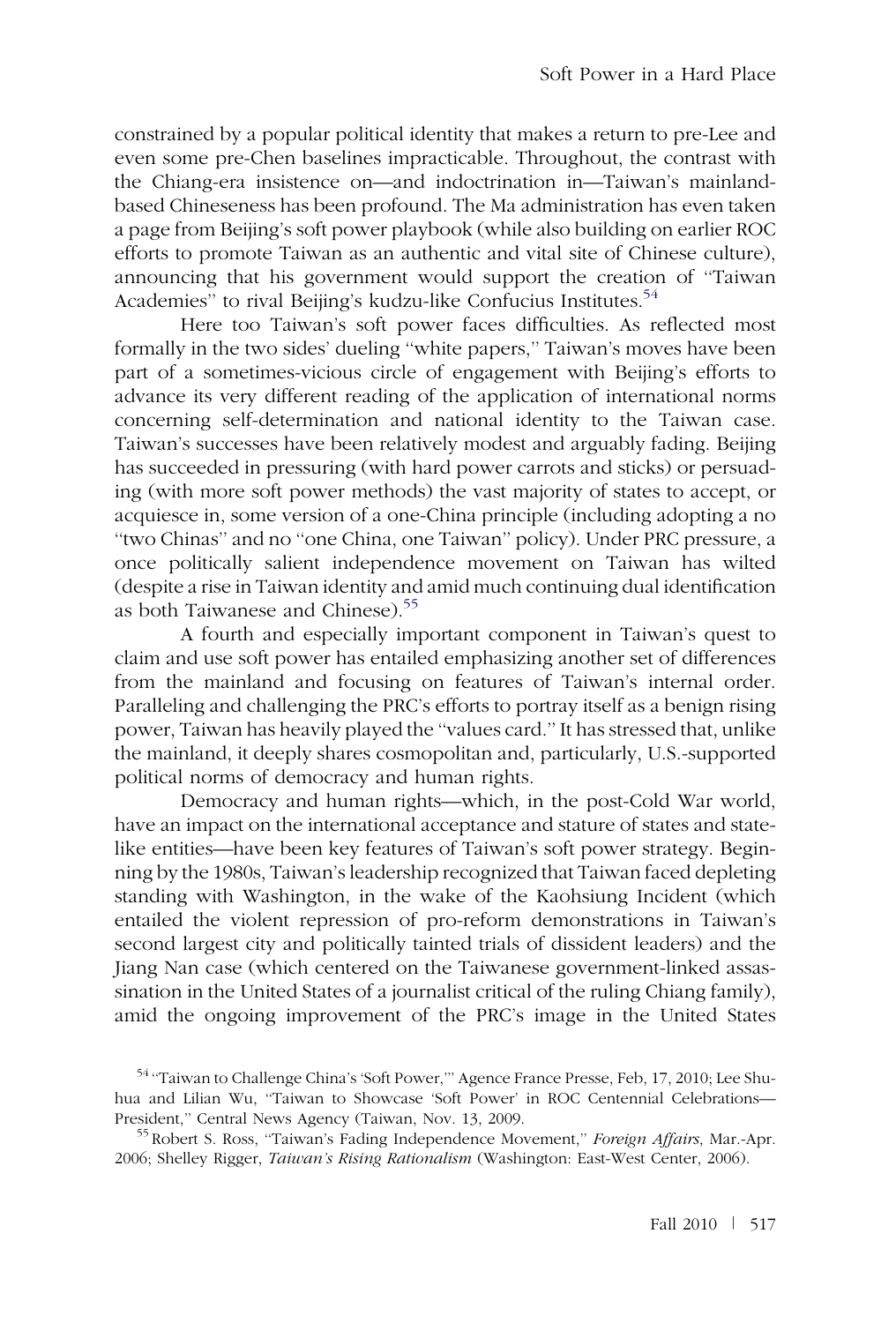constrained by a popular political identity that makes a return to pre-Lee and even some pre-Chen baselines impracticable. Throughout, the contrast with the Chiang-era insistence on—and indoctrination in—Taiwan's mainland-based Chineseness has been profound. The Ma administration has even taken a page from Beijing's soft power playbook (while also building on earlier ROC efforts to promote Taiwan as an authentic and vital site of Chinese culture), announcing that his government would support the creation of "Taiwan Academies" to rival Beijing's kudzu-like Confucius Institutes.[54]

Here too Taiwan's soft power faces difficulties. As reflected most formally in the two sides' dueling "white papers," Taiwan's moves have been part of a sometimes-vicious circle of engagement with Beijing's efforts to advance its very different reading of the application of international norms concerning self-determination and national identity to the Taiwan case. Taiwan's successes have been relatively modest and arguably fading. Beijing has succeeded in pressuring (with hard power carrots and sticks) or persuading (with more soft power methods) the vast majority of states to accept, or acquiesce in, some version of a one-China principle (including adopting a no "two Chinas" and no "one China, one Taiwan" policy). Under PRC pressure, a once politically salient independence movement on Taiwan has wilted (despite a rise in Taiwan identity and amid much continuing dual identification as both Taiwanese and Chinese).[55]

A fourth and especially important component in Taiwan's quest to claim and use soft power has entailed emphasizing another set of differences from the mainland and focusing on features of Taiwan's internal order. Paralleling and challenging the PRC's efforts to portray itself as a benign rising power, Taiwan has heavily played the "values card." It has stressed that, unlike the mainland, it deeply shares cosmopolitan and, particularly, U.S.-supported political norms of democracy and human rights.

Democracy and human rights—which, in the post-Cold War world, have an impact on the international acceptance and stature of states and state-like entities—have been key features of Taiwan's soft power strategy. Beginning by the 1980s, Taiwan's leadership recognized that Taiwan faced depleting standing with Washington, in the wake of the Kaohsiung Incident (which entailed the violent repression of pro-reform demonstrations in Taiwan's second largest city and politically tainted trials of dissident leaders) and the Jiang Nan case (which centered on the Taiwanese government-linked assassination in the United States of a journalist critical of the ruling Chiang family), amid the ongoing improvement of the PRC's image in the United States

[54] "Taiwan to Challenge China's 'Soft Power,'" Agence France Presse, Feb, 17, 2010; Lee Shu-hua and Lilian Wu, "Taiwan to Showcase 'Soft Power' in ROC Centennial Celebrations—President," Central News Agency (Taiwan, Nov. 13, 2009.

[55] Robert S. Ross, "Taiwan's Fading Independence Movement," *Foreign Affairs*, Mar.-Apr. 2006; Shelley Rigger, *Taiwan's Rising Rationalism* (Washington: East-West Center, 2006).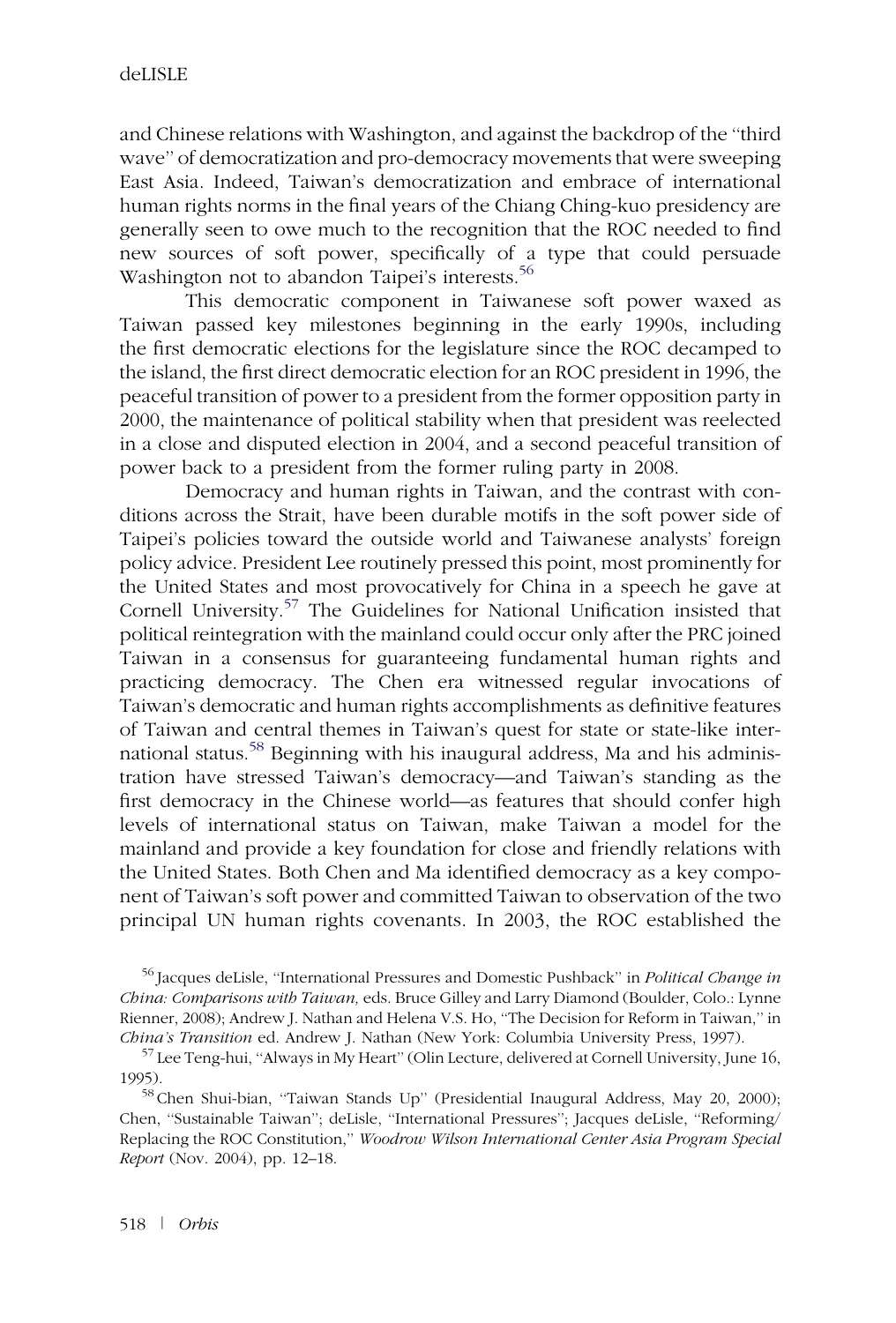and Chinese relations with Washington, and against the backdrop of the ''third wave'' of democratization and pro-democracy movements that were sweeping East Asia. Indeed, Taiwan's democratization and embrace of international human rights norms in the final years of the Chiang Ching-kuo presidency are generally seen to owe much to the recognition that the ROC needed to find new sources of soft power, specifically of a type that could persuade Washington not to abandon Taipei's interests.[56]

This democratic component in Taiwanese soft power waxed as Taiwan passed key milestones beginning in the early 1990s, including the first democratic elections for the legislature since the ROC decamped to the island, the first direct democratic election for an ROC president in 1996, the peaceful transition of power to a president from the former opposition party in 2000, the maintenance of political stability when that president was reelected in a close and disputed election in 2004, and a second peaceful transition of power back to a president from the former ruling party in 2008.

Democracy and human rights in Taiwan, and the contrast with conditions across the Strait, have been durable motifs in the soft power side of Taipei's policies toward the outside world and Taiwanese analysts' foreign policy advice. President Lee routinely pressed this point, most prominently for the United States and most provocatively for China in a speech he gave at Cornell University.[57] The Guidelines for National Unification insisted that political reintegration with the mainland could occur only after the PRC joined Taiwan in a consensus for guaranteeing fundamental human rights and practicing democracy. The Chen era witnessed regular invocations of Taiwan's democratic and human rights accomplishments as definitive features of Taiwan and central themes in Taiwan's quest for state or state-like international status.[58] Beginning with his inaugural address, Ma and his administration have stressed Taiwan's democracy—and Taiwan's standing as the first democracy in the Chinese world—as features that should confer high levels of international status on Taiwan, make Taiwan a model for the mainland and provide a key foundation for close and friendly relations with the United States. Both Chen and Ma identified democracy as a key component of Taiwan's soft power and committed Taiwan to observation of the two principal UN human rights covenants. In 2003, the ROC established the

[56] Jacques deLisle, ''International Pressures and Domestic Pushback'' in *Political Change in China: Comparisons with Taiwan,* eds. Bruce Gilley and Larry Diamond (Boulder, Colo.: Lynne Rienner, 2008); Andrew J. Nathan and Helena V.S. Ho, ''The Decision for Reform in Taiwan,'' in *China's Transition* ed. Andrew J. Nathan (New York: Columbia University Press, 1997).

[57] Lee Teng-hui, ''Always in My Heart'' (Olin Lecture, delivered at Cornell University, June 16, 1995).

[58] Chen Shui-bian, ''Taiwan Stands Up'' (Presidential Inaugural Address, May 20, 2000); Chen, ''Sustainable Taiwan''; deLisle, ''International Pressures''; Jacques deLisle, ''Reforming/Replacing the ROC Constitution,'' *Woodrow Wilson International Center Asia Program Special Report* (Nov. 2004), pp. 12–18.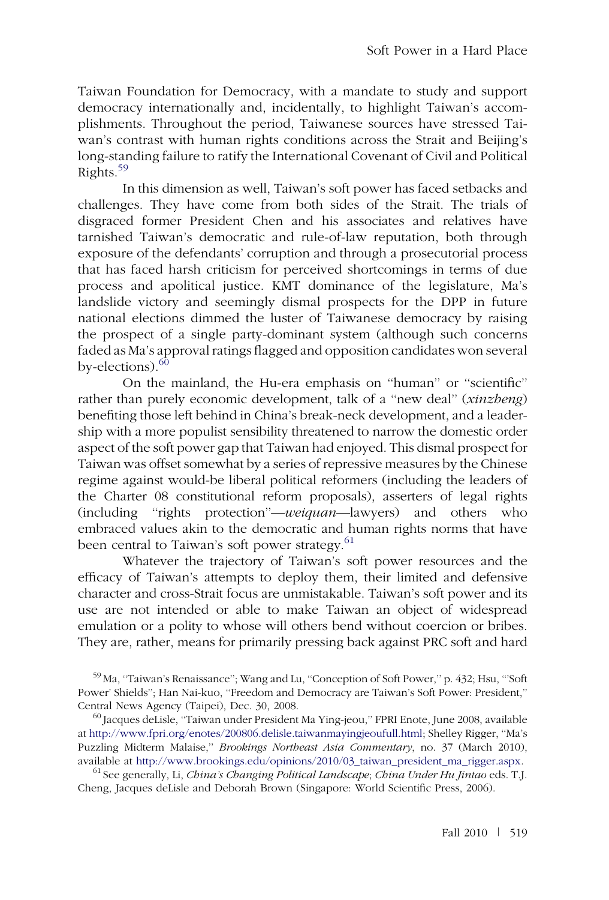Taiwan Foundation for Democracy, with a mandate to study and support democracy internationally and, incidentally, to highlight Taiwan's accomplishments. Throughout the period, Taiwanese sources have stressed Taiwan's contrast with human rights conditions across the Strait and Beijing's long-standing failure to ratify the International Covenant of Civil and Political Rights.[59]

In this dimension as well, Taiwan's soft power has faced setbacks and challenges. They have come from both sides of the Strait. The trials of disgraced former President Chen and his associates and relatives have tarnished Taiwan's democratic and rule-of-law reputation, both through exposure of the defendants' corruption and through a prosecutorial process that has faced harsh criticism for perceived shortcomings in terms of due process and apolitical justice. KMT dominance of the legislature, Ma's landslide victory and seemingly dismal prospects for the DPP in future national elections dimmed the luster of Taiwanese democracy by raising the prospect of a single party-dominant system (although such concerns faded as Ma's approval ratings flagged and opposition candidates won several by-elections).[60]

On the mainland, the Hu-era emphasis on "human" or "scientific" rather than purely economic development, talk of a "new deal" (*xinzheng*) benefiting those left behind in China's break-neck development, and a leadership with a more populist sensibility threatened to narrow the domestic order aspect of the soft power gap that Taiwan had enjoyed. This dismal prospect for Taiwan was offset somewhat by a series of repressive measures by the Chinese regime against would-be liberal political reformers (including the leaders of the Charter 08 constitutional reform proposals), asserters of legal rights (including "rights protection"—*weiquan*—lawyers) and others who embraced values akin to the democratic and human rights norms that have been central to Taiwan's soft power strategy.[61]

Whatever the trajectory of Taiwan's soft power resources and the efficacy of Taiwan's attempts to deploy them, their limited and defensive character and cross-Strait focus are unmistakable. Taiwan's soft power and its use are not intended or able to make Taiwan an object of widespread emulation or a polity to whose will others bend without coercion or bribes. They are, rather, means for primarily pressing back against PRC soft and hard

[59] Ma, "Taiwan's Renaissance"; Wang and Lu, "Conception of Soft Power," p. 432; Hsu, "'Soft Power' Shields"; Han Nai-kuo, "Freedom and Democracy are Taiwan's Soft Power: President," Central News Agency (Taipei), Dec. 30, 2008.

[60] Jacques deLisle, "Taiwan under President Ma Ying-jeou," FPRI Enote, June 2008, available at http://www.fpri.org/enotes/200806.delisle.taiwanmayingjeoufull.html; Shelley Rigger, "Ma's Puzzling Midterm Malaise," *Brookings Northeast Asia Commentary*, no. 37 (March 2010), available at http://www.brookings.edu/opinions/2010/03_taiwan_president_ma_rigger.aspx.

[61] See generally, Li, *China's Changing Political Landscape*; *China Under Hu Jintao* eds. T.J. Cheng, Jacques deLisle and Deborah Brown (Singapore: World Scientific Press, 2006).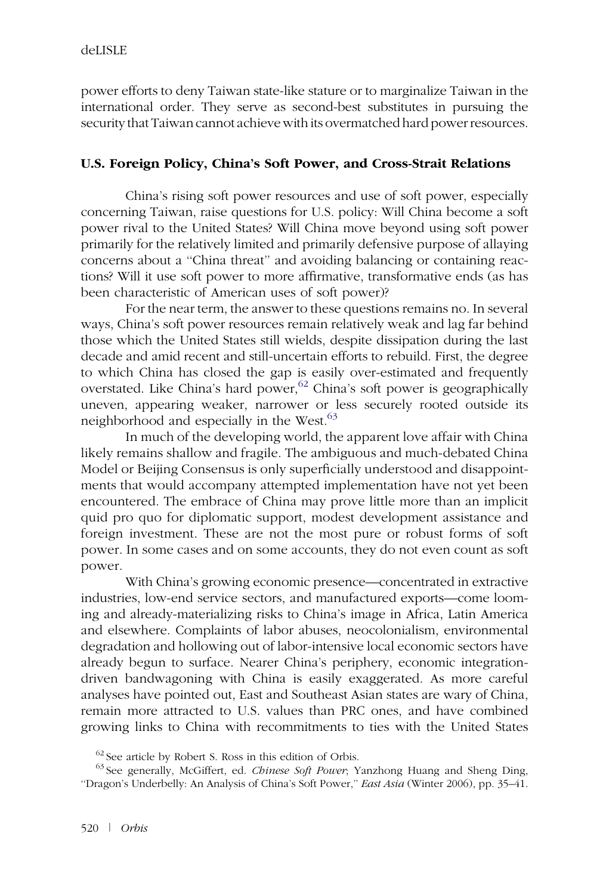power efforts to deny Taiwan state-like stature or to marginalize Taiwan in the international order. They serve as second-best substitutes in pursuing the security that Taiwan cannot achieve with its overmatched hard power resources.

### U.S. Foreign Policy, China's Soft Power, and Cross-Strait Relations

China's rising soft power resources and use of soft power, especially concerning Taiwan, raise questions for U.S. policy: Will China become a soft power rival to the United States? Will China move beyond using soft power primarily for the relatively limited and primarily defensive purpose of allaying concerns about a "China threat" and avoiding balancing or containing reactions? Will it use soft power to more affirmative, transformative ends (as has been characteristic of American uses of soft power)?

For the near term, the answer to these questions remains no. In several ways, China's soft power resources remain relatively weak and lag far behind those which the United States still wields, despite dissipation during the last decade and amid recent and still-uncertain efforts to rebuild. First, the degree to which China has closed the gap is easily over-estimated and frequently overstated. Like China's hard power,[62] China's soft power is geographically uneven, appearing weaker, narrower or less securely rooted outside its neighborhood and especially in the West.[63]

In much of the developing world, the apparent love affair with China likely remains shallow and fragile. The ambiguous and much-debated China Model or Beijing Consensus is only superficially understood and disappointments that would accompany attempted implementation have not yet been encountered. The embrace of China may prove little more than an implicit quid pro quo for diplomatic support, modest development assistance and foreign investment. These are not the most pure or robust forms of soft power. In some cases and on some accounts, they do not even count as soft power.

With China's growing economic presence—concentrated in extractive industries, low-end service sectors, and manufactured exports—come looming and already-materializing risks to China's image in Africa, Latin America and elsewhere. Complaints of labor abuses, neocolonialism, environmental degradation and hollowing out of labor-intensive local economic sectors have already begun to surface. Nearer China's periphery, economic integration-driven bandwagoning with China is easily exaggerated. As more careful analyses have pointed out, East and Southeast Asian states are wary of China, remain more attracted to U.S. values than PRC ones, and have combined growing links to China with recommitments to ties with the United States

[62] See article by Robert S. Ross in this edition of Orbis.

[63] See generally, McGiffert, ed. *Chinese Soft Power*; Yanzhong Huang and Sheng Ding, "Dragon's Underbelly: An Analysis of China's Soft Power," *East Asia* (Winter 2006), pp. 35–41.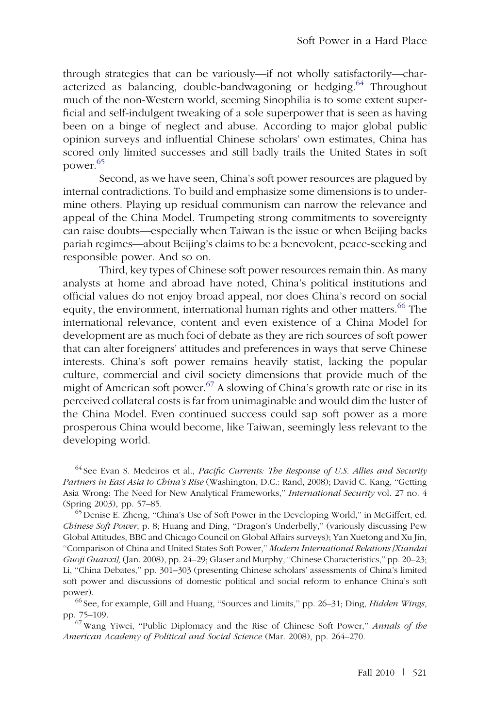through strategies that can be variously—if not wholly satisfactorily—characterized as balancing, double-bandwagoning or hedging.[64] Throughout much of the non-Western world, seeming Sinophilia is to some extent superficial and self-indulgent tweaking of a sole superpower that is seen as having been on a binge of neglect and abuse. According to major global public opinion surveys and influential Chinese scholars' own estimates, China has scored only limited successes and still badly trails the United States in soft power.[65]

Second, as we have seen, China's soft power resources are plagued by internal contradictions. To build and emphasize some dimensions is to undermine others. Playing up residual communism can narrow the relevance and appeal of the China Model. Trumpeting strong commitments to sovereignty can raise doubts—especially when Taiwan is the issue or when Beijing backs pariah regimes—about Beijing's claims to be a benevolent, peace-seeking and responsible power. And so on.

Third, key types of Chinese soft power resources remain thin. As many analysts at home and abroad have noted, China's political institutions and official values do not enjoy broad appeal, nor does China's record on social equity, the environment, international human rights and other matters.[66] The international relevance, content and even existence of a China Model for development are as much foci of debate as they are rich sources of soft power that can alter foreigners' attitudes and preferences in ways that serve Chinese interests. China's soft power remains heavily statist, lacking the popular culture, commercial and civil society dimensions that provide much of the might of American soft power.[67] A slowing of China's growth rate or rise in its perceived collateral costs is far from unimaginable and would dim the luster of the China Model. Even continued success could sap soft power as a more prosperous China would become, like Taiwan, seemingly less relevant to the developing world.

[64] See Evan S. Medeiros et al., *Pacific Currents: The Response of U.S. Allies and Security Partners in East Asia to China's Rise* (Washington, D.C.: Rand, 2008); David C. Kang, "Getting Asia Wrong: The Need for New Analytical Frameworks," *International Security* vol. 27 no. 4 (Spring 2003), pp. 57–85.

[65] Denise E. Zheng, "China's Use of Soft Power in the Developing World," in McGiffert, ed. *Chinese Soft Power*, p. 8; Huang and Ding, "Dragon's Underbelly," (variously discussing Pew Global Attitudes, BBC and Chicago Council on Global Affairs surveys); Yan Xuetong and Xu Jin, "Comparison of China and United States Soft Power," *Modern International Relations [Xiandai Guoji Guanxi]*, (Jan. 2008), pp. 24–29; Glaser and Murphy, "Chinese Characteristics," pp. 20–23; Li, "China Debates," pp. 301–303 (presenting Chinese scholars' assessments of China's limited soft power and discussions of domestic political and social reform to enhance China's soft power).

[66] See, for example, Gill and Huang, "Sources and Limits," pp. 26–31; Ding, *Hidden Wings*, pp. 75–109.

[67] Wang Yiwei, "Public Diplomacy and the Rise of Chinese Soft Power," *Annals of the American Academy of Political and Social Science* (Mar. 2008), pp. 264–270.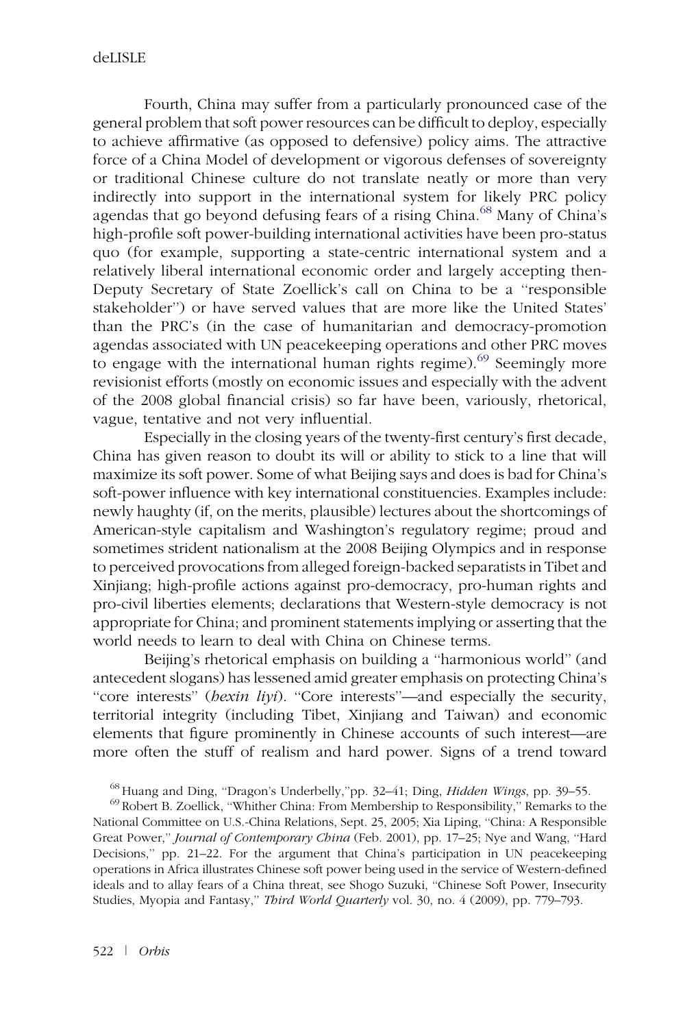Fourth, China may suffer from a particularly pronounced case of the general problem that soft power resources can be difficult to deploy, especially to achieve affirmative (as opposed to defensive) policy aims. The attractive force of a China Model of development or vigorous defenses of sovereignty or traditional Chinese culture do not translate neatly or more than very indirectly into support in the international system for likely PRC policy agendas that go beyond defusing fears of a rising China.[68] Many of China's high-profile soft power-building international activities have been pro-status quo (for example, supporting a state-centric international system and a relatively liberal international economic order and largely accepting then-Deputy Secretary of State Zoellick's call on China to be a "responsible stakeholder") or have served values that are more like the United States' than the PRC's (in the case of humanitarian and democracy-promotion agendas associated with UN peacekeeping operations and other PRC moves to engage with the international human rights regime).[69] Seemingly more revisionist efforts (mostly on economic issues and especially with the advent of the 2008 global financial crisis) so far have been, variously, rhetorical, vague, tentative and not very influential.

Especially in the closing years of the twenty-first century's first decade, China has given reason to doubt its will or ability to stick to a line that will maximize its soft power. Some of what Beijing says and does is bad for China's soft-power influence with key international constituencies. Examples include: newly haughty (if, on the merits, plausible) lectures about the shortcomings of American-style capitalism and Washington's regulatory regime; proud and sometimes strident nationalism at the 2008 Beijing Olympics and in response to perceived provocations from alleged foreign-backed separatists in Tibet and Xinjiang; high-profile actions against pro-democracy, pro-human rights and pro-civil liberties elements; declarations that Western-style democracy is not appropriate for China; and prominent statements implying or asserting that the world needs to learn to deal with China on Chinese terms.

Beijing's rhetorical emphasis on building a "harmonious world" (and antecedent slogans) has lessened amid greater emphasis on protecting China's "core interests" (*hexin liyi*). "Core interests"—and especially the security, territorial integrity (including Tibet, Xinjiang and Taiwan) and economic elements that figure prominently in Chinese accounts of such interest—are more often the stuff of realism and hard power. Signs of a trend toward

[68] Huang and Ding, "Dragon's Underbelly,"pp. 32–41; Ding, *Hidden Wings*, pp. 39–55.

[69] Robert B. Zoellick, "Whither China: From Membership to Responsibility," Remarks to the National Committee on U.S.-China Relations, Sept. 25, 2005; Xia Liping, "China: A Responsible Great Power," *Journal of Contemporary China* (Feb. 2001), pp. 17–25; Nye and Wang, "Hard Decisions," pp. 21–22. For the argument that China's participation in UN peacekeeping operations in Africa illustrates Chinese soft power being used in the service of Western-defined ideals and to allay fears of a China threat, see Shogo Suzuki, "Chinese Soft Power, Insecurity Studies, Myopia and Fantasy," *Third World Quarterly* vol. 30, no. 4 (2009), pp. 779–793.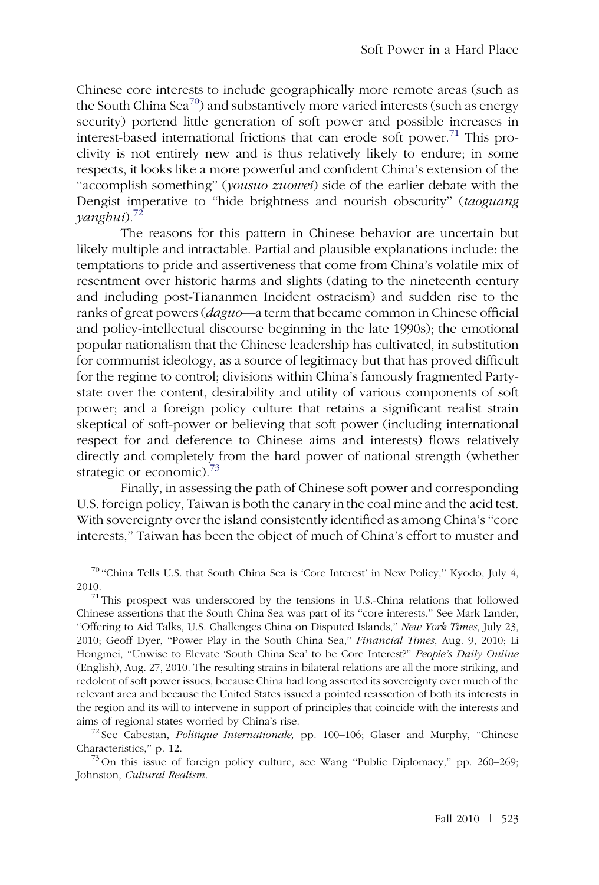Chinese core interests to include geographically more remote areas (such as the South China Sea[70]) and substantively more varied interests (such as energy security) portend little generation of soft power and possible increases in interest-based international frictions that can erode soft power.[71] This proclivity is not entirely new and is thus relatively likely to endure; in some respects, it looks like a more powerful and confident China's extension of the "accomplish something" (*yousuo zuowei*) side of the earlier debate with the Dengist imperative to "hide brightness and nourish obscurity" (*taoguang yanghui*).[72]

The reasons for this pattern in Chinese behavior are uncertain but likely multiple and intractable. Partial and plausible explanations include: the temptations to pride and assertiveness that come from China's volatile mix of resentment over historic harms and slights (dating to the nineteenth century and including post-Tiananmen Incident ostracism) and sudden rise to the ranks of great powers (*daguo*—a term that became common in Chinese official and policy-intellectual discourse beginning in the late 1990s); the emotional popular nationalism that the Chinese leadership has cultivated, in substitution for communist ideology, as a source of legitimacy but that has proved difficult for the regime to control; divisions within China's famously fragmented Party-state over the content, desirability and utility of various components of soft power; and a foreign policy culture that retains a significant realist strain skeptical of soft-power or believing that soft power (including international respect for and deference to Chinese aims and interests) flows relatively directly and completely from the hard power of national strength (whether strategic or economic).[73]

Finally, in assessing the path of Chinese soft power and corresponding U.S. foreign policy, Taiwan is both the canary in the coal mine and the acid test. With sovereignty over the island consistently identified as among China's "core interests," Taiwan has been the object of much of China's effort to muster and

[70] "China Tells U.S. that South China Sea is 'Core Interest' in New Policy," Kyodo, July 4, 2010.

[71] This prospect was underscored by the tensions in U.S.-China relations that followed Chinese assertions that the South China Sea was part of its "core interests." See Mark Lander, "Offering to Aid Talks, U.S. Challenges China on Disputed Islands," *New York Times*, July 23, 2010; Geoff Dyer, "Power Play in the South China Sea," *Financial Times*, Aug. 9, 2010; Li Hongmei, "Unwise to Elevate 'South China Sea' to be Core Interest?" *People's Daily Online* (English), Aug. 27, 2010. The resulting strains in bilateral relations are all the more striking, and redolent of soft power issues, because China had long asserted its sovereignty over much of the relevant area and because the United States issued a pointed reassertion of both its interests in the region and its will to intervene in support of principles that coincide with the interests and aims of regional states worried by China's rise.

[72] See Cabestan, *Politique Internationale,* pp. 100–106; Glaser and Murphy, "Chinese Characteristics," p. 12.

[73] On this issue of foreign policy culture, see Wang "Public Diplomacy," pp. 260–269; Johnston, *Cultural Realism*.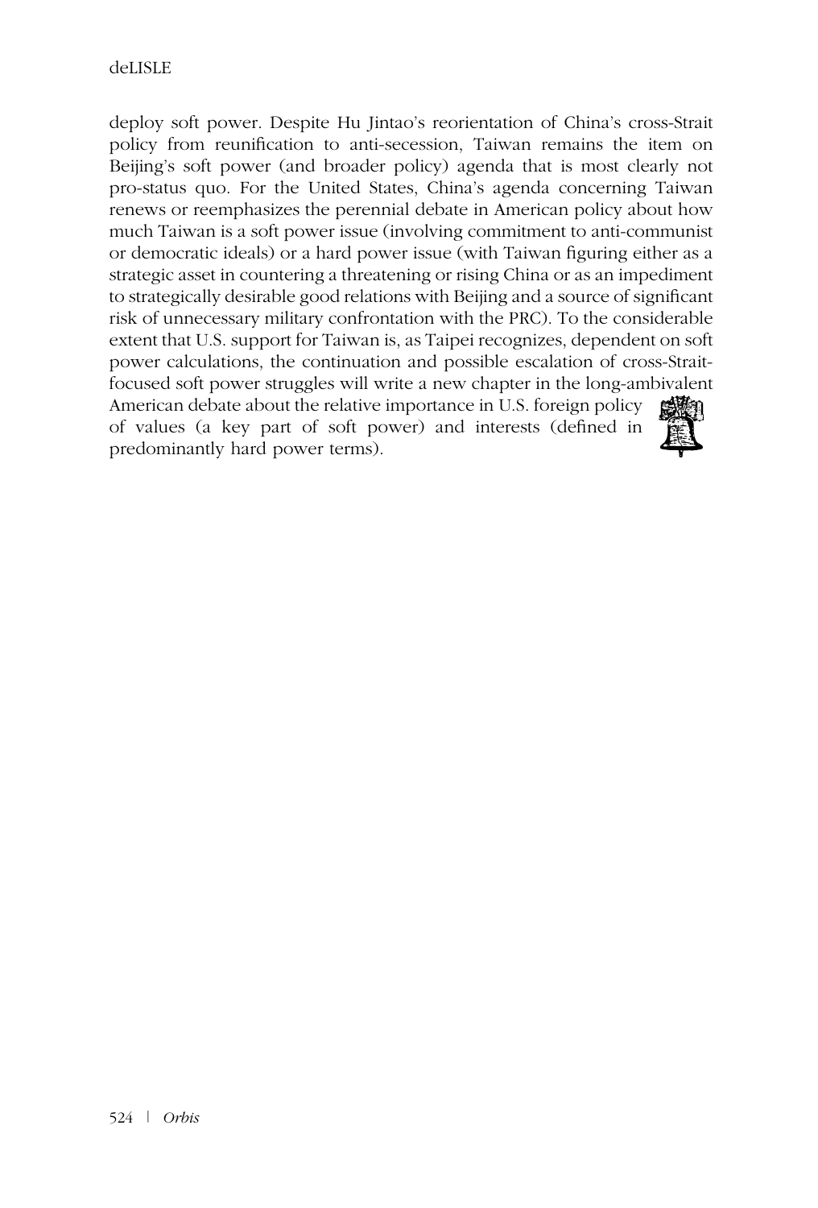deploy soft power. Despite Hu Jintao's reorientation of China's cross-Strait policy from reunification to anti-secession, Taiwan remains the item on Beijing's soft power (and broader policy) agenda that is most clearly not pro-status quo. For the United States, China's agenda concerning Taiwan renews or reemphasizes the perennial debate in American policy about how much Taiwan is a soft power issue (involving commitment to anti-communist or democratic ideals) or a hard power issue (with Taiwan figuring either as a strategic asset in countering a threatening or rising China or as an impediment to strategically desirable good relations with Beijing and a source of significant risk of unnecessary military confrontation with the PRC). To the considerable extent that U.S. support for Taiwan is, as Taipei recognizes, dependent on soft power calculations, the continuation and possible escalation of cross-Strait-focused soft power struggles will write a new chapter in the long-ambivalent American debate about the relative importance in U.S. foreign policy of values (a key part of soft power) and interests (defined in predominantly hard power terms).